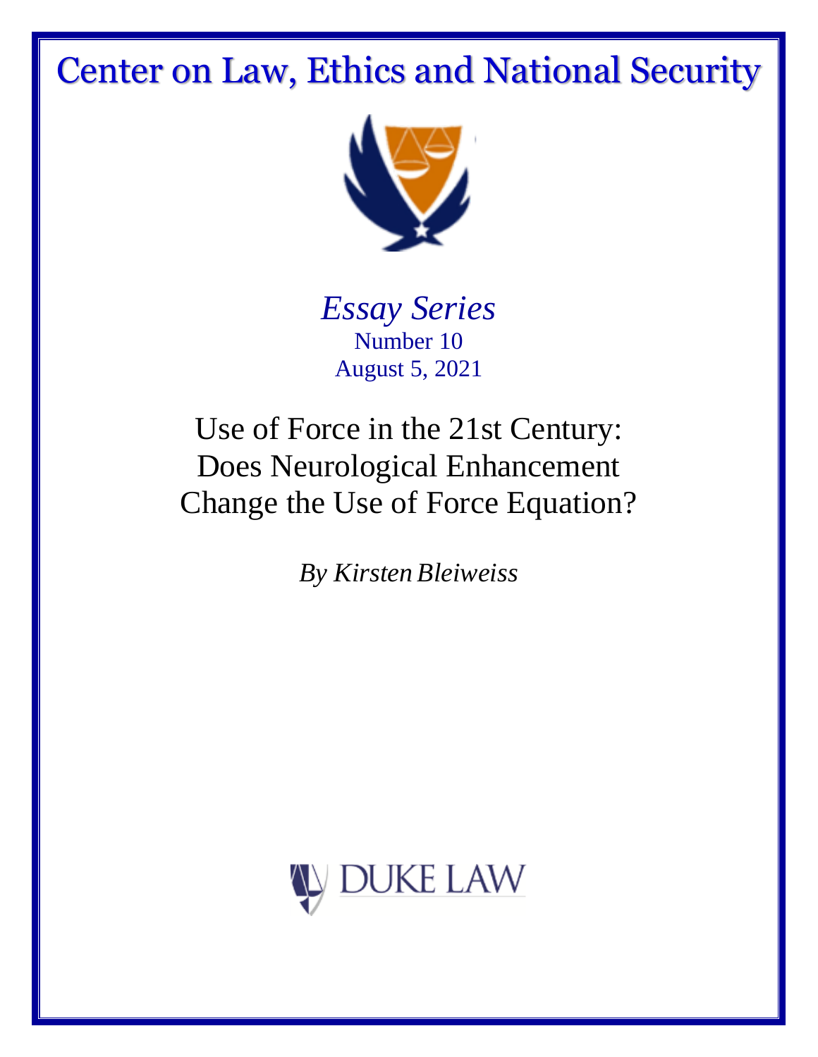# Center on Law, Ethics and National Security

*Essay Series*
Number 10
August 5, 2021

## Use of Force in the 21st Century: Does Neurological Enhancement Change the Use of Force Equation?

*By Kirsten Bleiweiss*

DUKE LAW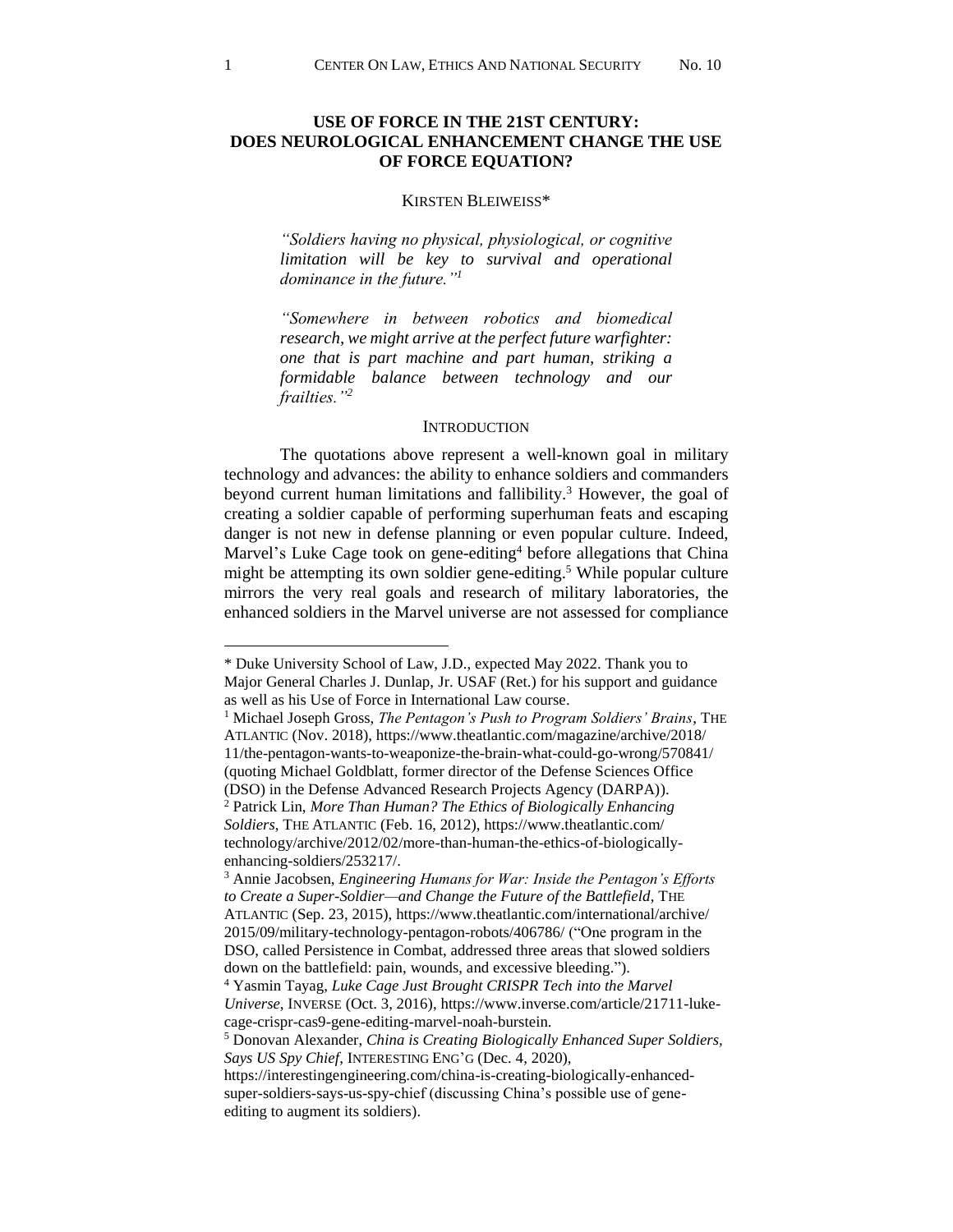# USE OF FORCE IN THE 21ST CENTURY: DOES NEUROLOGICAL ENHANCEMENT CHANGE THE USE OF FORCE EQUATION?

KIRSTEN BLEIWEISS*

> *"Soldiers having no physical, physiological, or cognitive limitation will be key to survival and operational dominance in the future."*[1]

> *"Somewhere in between robotics and biomedical research, we might arrive at the perfect future warfighter: one that is part machine and part human, striking a formidable balance between technology and our frailties."*[2]

## INTRODUCTION

The quotations above represent a well-known goal in military technology and advances: the ability to enhance soldiers and commanders beyond current human limitations and fallibility.[3] However, the goal of creating a soldier capable of performing superhuman feats and escaping danger is not new in defense planning or even popular culture. Indeed, Marvel's Luke Cage took on gene-editing[4] before allegations that China might be attempting its own soldier gene-editing.[5] While popular culture mirrors the very real goals and research of military laboratories, the enhanced soldiers in the Marvel universe are not assessed for compliance

---

\* Duke University School of Law, J.D., expected May 2022. Thank you to Major General Charles J. Dunlap, Jr. USAF (Ret.) for his support and guidance as well as his Use of Force in International Law course.

[1] Michael Joseph Gross, *The Pentagon's Push to Program Soldiers' Brains*, THE ATLANTIC (Nov. 2018), https://www.theatlantic.com/magazine/archive/2018/11/the-pentagon-wants-to-weaponize-the-brain-what-could-go-wrong/570841/ (quoting Michael Goldblatt, former director of the Defense Sciences Office (DSO) in the Defense Advanced Research Projects Agency (DARPA)).

[2] Patrick Lin, *More Than Human? The Ethics of Biologically Enhancing Soldiers*, THE ATLANTIC (Feb. 16, 2012), https://www.theatlantic.com/technology/archive/2012/02/more-than-human-the-ethics-of-biologically-enhancing-soldiers/253217/.

[3] Annie Jacobsen, *Engineering Humans for War: Inside the Pentagon's Efforts to Create a Super-Soldier—and Change the Future of the Battlefield*, THE ATLANTIC (Sep. 23, 2015), https://www.theatlantic.com/international/archive/2015/09/military-technology-pentagon-robots/406786/ ("One program in the DSO, called Persistence in Combat, addressed three areas that slowed soldiers down on the battlefield: pain, wounds, and excessive bleeding.").

[4] Yasmin Tayag, *Luke Cage Just Brought CRISPR Tech into the Marvel Universe*, INVERSE (Oct. 3, 2016), https://www.inverse.com/article/21711-luke-cage-crispr-cas9-gene-editing-marvel-noah-burstein.

[5] Donovan Alexander, *China is Creating Biologically Enhanced Super Soldiers, Says US Spy Chief*, INTERESTING ENG'G (Dec. 4, 2020), https://interestingengineering.com/china-is-creating-biologically-enhanced-super-soldiers-says-us-spy-chief (discussing China's possible use of gene-editing to augment its soldiers).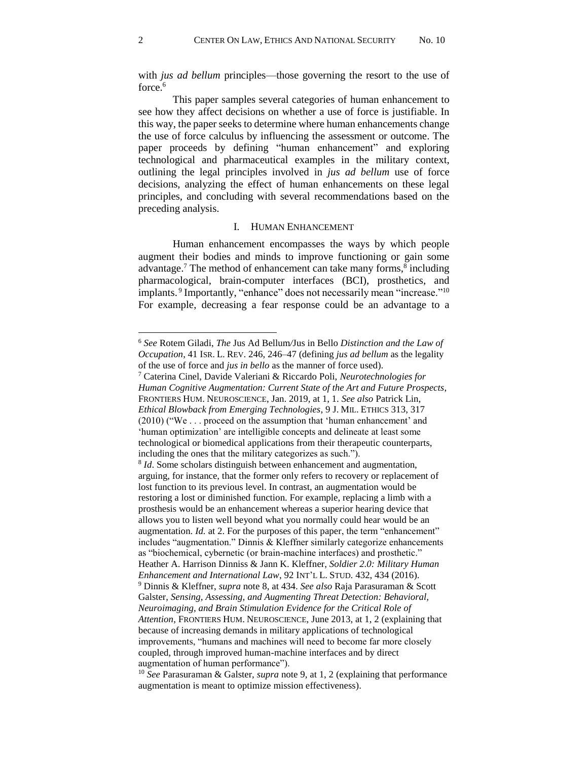with *jus ad bellum* principles—those governing the resort to the use of force.[6]

This paper samples several categories of human enhancement to see how they affect decisions on whether a use of force is justifiable. In this way, the paper seeks to determine where human enhancements change the use of force calculus by influencing the assessment or outcome. The paper proceeds by defining "human enhancement" and exploring technological and pharmaceutical examples in the military context, outlining the legal principles involved in *jus ad bellum* use of force decisions, analyzing the effect of human enhancements on these legal principles, and concluding with several recommendations based on the preceding analysis.

## I. Human Enhancement

Human enhancement encompasses the ways by which people augment their bodies and minds to improve functioning or gain some advantage.[7] The method of enhancement can take many forms,[8] including pharmacological, brain-computer interfaces (BCI), prosthetics, and implants.[9] Importantly, "enhance" does not necessarily mean "increase."[10] For example, decreasing a fear response could be an advantage to a

---

[6] *See* Rotem Giladi, *The* Jus Ad Bellum/Jus in Bello *Distinction and the Law of Occupation*, 41 Isr. L. Rev. 246, 246–47 (defining *jus ad bellum* as the legality of the use of force and *jus in bello* as the manner of force used).

[7] Caterina Cinel, Davide Valeriani & Riccardo Poli, *Neurotechnologies for Human Cognitive Augmentation: Current State of the Art and Future Prospects*, Frontiers Hum. Neuroscience, Jan. 2019, at 1, 1. *See also* Patrick Lin, *Ethical Blowback from Emerging Technologies*, 9 J. Mil. Ethics 313, 317 (2010) ("We . . . proceed on the assumption that 'human enhancement' and 'human optimization' are intelligible concepts and delineate at least some technological or biomedical applications from their therapeutic counterparts, including the ones that the military categorizes as such.").

[8] *Id*. Some scholars distinguish between enhancement and augmentation, arguing, for instance, that the former only refers to recovery or replacement of lost function to its previous level. In contrast, an augmentation would be restoring a lost or diminished function. For example, replacing a limb with a prosthesis would be an enhancement whereas a superior hearing device that allows you to listen well beyond what you normally could hear would be an augmentation. *Id.* at 2. For the purposes of this paper, the term "enhancement" includes "augmentation." Dinnis & Kleffner similarly categorize enhancements as "biochemical, cybernetic (or brain-machine interfaces) and prosthetic." Heather A. Harrison Dinniss & Jann K. Kleffner, *Soldier 2.0: Military Human Enhancement and International Law*, 92 Int'l L. Stud. 432, 434 (2016).

[9] Dinnis & Kleffner, *supra* note 8, at 434. *See also* Raja Parasuraman & Scott Galster, *Sensing, Assessing, and Augmenting Threat Detection: Behavioral, Neuroimaging, and Brain Stimulation Evidence for the Critical Role of Attention*, Frontiers Hum. Neuroscience, June 2013, at 1, 2 (explaining that because of increasing demands in military applications of technological improvements, "humans and machines will need to become far more closely coupled, through improved human-machine interfaces and by direct augmentation of human performance").

[10] *See* Parasuraman & Galster, *supra* note 9, at 1, 2 (explaining that performance augmentation is meant to optimize mission effectiveness).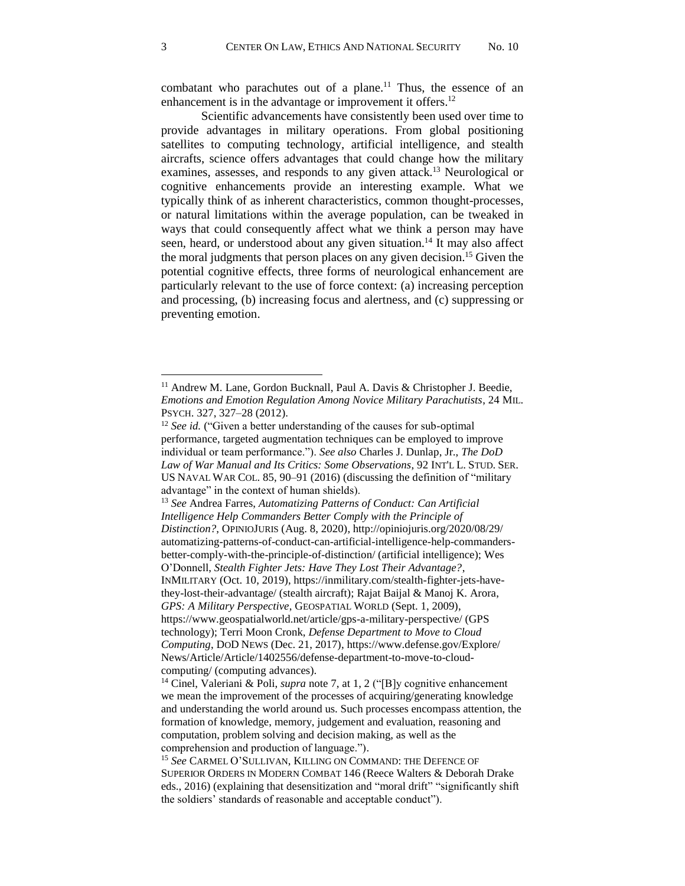combatant who parachutes out of a plane.[11] Thus, the essence of an enhancement is in the advantage or improvement it offers.[12]

Scientific advancements have consistently been used over time to provide advantages in military operations. From global positioning satellites to computing technology, artificial intelligence, and stealth aircrafts, science offers advantages that could change how the military examines, assesses, and responds to any given attack.[13] Neurological or cognitive enhancements provide an interesting example. What we typically think of as inherent characteristics, common thought-processes, or natural limitations within the average population, can be tweaked in ways that could consequently affect what we think a person may have seen, heard, or understood about any given situation.[14] It may also affect the moral judgments that person places on any given decision.[15] Given the potential cognitive effects, three forms of neurological enhancement are particularly relevant to the use of force context: (a) increasing perception and processing, (b) increasing focus and alertness, and (c) suppressing or preventing emotion.

---

[11] Andrew M. Lane, Gordon Bucknall, Paul A. Davis & Christopher J. Beedie, *Emotions and Emotion Regulation Among Novice Military Parachutists*, 24 MIL. PSYCH. 327, 327–28 (2012).

[12] *See id.* ("Given a better understanding of the causes for sub-optimal performance, targeted augmentation techniques can be employed to improve individual or team performance."). *See also* Charles J. Dunlap, Jr., *The DoD Law of War Manual and Its Critics: Some Observations*, 92 INT'L L. STUD. SER. US NAVAL WAR COL. 85, 90–91 (2016) (discussing the definition of "military advantage" in the context of human shields).

[13] *See* Andrea Farres, *Automatizing Patterns of Conduct: Can Artificial Intelligence Help Commanders Better Comply with the Principle of Distinction?*, OPINIOJURIS (Aug. 8, 2020), http://opiniojuris.org/2020/08/29/automatizing-patterns-of-conduct-can-artificial-intelligence-help-commanders-better-comply-with-the-principle-of-distinction/ (artificial intelligence); Wes O'Donnell, *Stealth Fighter Jets: Have They Lost Their Advantage?*, INMILITARY (Oct. 10, 2019), https://inmilitary.com/stealth-fighter-jets-have-they-lost-their-advantage/ (stealth aircraft); Rajat Baijal & Manoj K. Arora, *GPS: A Military Perspective*, GEOSPATIAL WORLD (Sept. 1, 2009), https://www.geospatialworld.net/article/gps-a-military-perspective/ (GPS technology); Terri Moon Cronk, *Defense Department to Move to Cloud Computing*, DOD NEWS (Dec. 21, 2017), https://www.defense.gov/Explore/News/Article/Article/1402556/defense-department-to-move-to-cloud-computing/ (computing advances).

[14] Cinel, Valeriani & Poli, *supra* note 7, at 1, 2 ("[B]y cognitive enhancement we mean the improvement of the processes of acquiring/generating knowledge and understanding the world around us. Such processes encompass attention, the formation of knowledge, memory, judgement and evaluation, reasoning and computation, problem solving and decision making, as well as the comprehension and production of language.").

[15] *See* CARMEL O'SULLIVAN, KILLING ON COMMAND: THE DEFENCE OF SUPERIOR ORDERS IN MODERN COMBAT 146 (Reece Walters & Deborah Drake eds., 2016) (explaining that desensitization and "moral drift" "significantly shift the soldiers' standards of reasonable and acceptable conduct").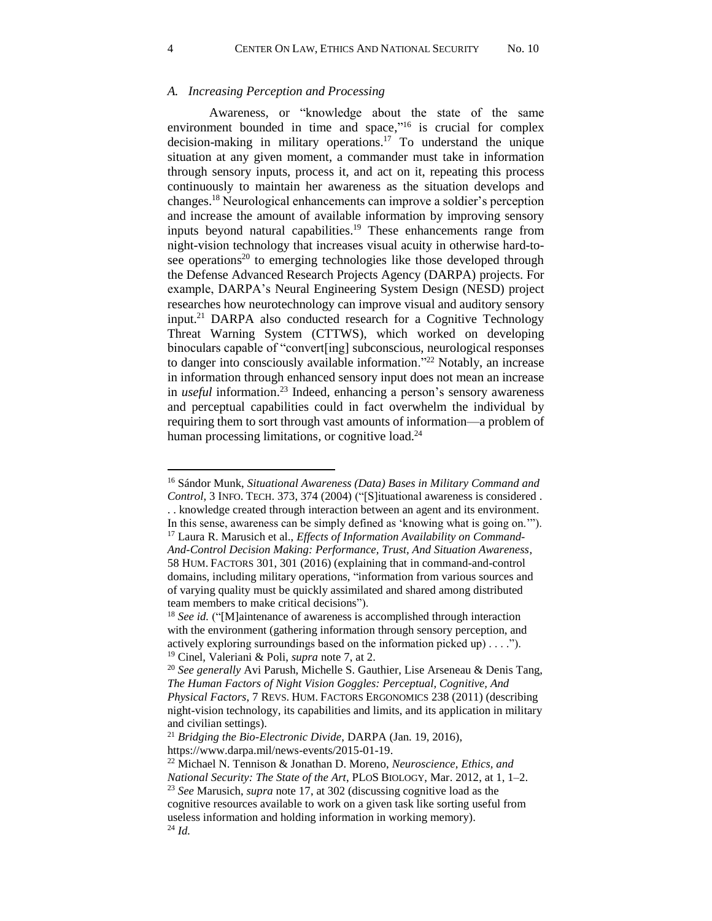### *A. Increasing Perception and Processing*

Awareness, or "knowledge about the state of the same environment bounded in time and space,"[16] is crucial for complex decision-making in military operations.[17] To understand the unique situation at any given moment, a commander must take in information through sensory inputs, process it, and act on it, repeating this process continuously to maintain her awareness as the situation develops and changes.[18] Neurological enhancements can improve a soldier's perception and increase the amount of available information by improving sensory inputs beyond natural capabilities.[19] These enhancements range from night-vision technology that increases visual acuity in otherwise hard-to-see operations[20] to emerging technologies like those developed through the Defense Advanced Research Projects Agency (DARPA) projects. For example, DARPA's Neural Engineering System Design (NESD) project researches how neurotechnology can improve visual and auditory sensory input.[21] DARPA also conducted research for a Cognitive Technology Threat Warning System (CTTWS), which worked on developing binoculars capable of "convert[ing] subconscious, neurological responses to danger into consciously available information."[22] Notably, an increase in information through enhanced sensory input does not mean an increase in *useful* information.[23] Indeed, enhancing a person's sensory awareness and perceptual capabilities could in fact overwhelm the individual by requiring them to sort through vast amounts of information—a problem of human processing limitations, or cognitive load.[24]

---

[16] Sándor Munk, *Situational Awareness (Data) Bases in Military Command and Control*, 3 INFO. TECH. 373, 374 (2004) ("[S]ituational awareness is considered . . . knowledge created through interaction between an agent and its environment. In this sense, awareness can be simply defined as 'knowing what is going on.'").

[17] Laura R. Marusich et al., *Effects of Information Availability on Command-And-Control Decision Making: Performance, Trust, And Situation Awareness*, 58 HUM. FACTORS 301, 301 (2016) (explaining that in command-and-control domains, including military operations, "information from various sources and of varying quality must be quickly assimilated and shared among distributed team members to make critical decisions").

[18] *See id.* ("[M]aintenance of awareness is accomplished through interaction with the environment (gathering information through sensory perception, and actively exploring surroundings based on the information picked up) . . . .").

[19] Cinel, Valeriani & Poli, *supra* note 7, at 2.

[20] *See generally* Avi Parush, Michelle S. Gauthier, Lise Arseneau & Denis Tang, *The Human Factors of Night Vision Goggles: Perceptual, Cognitive, And Physical Factors*, 7 REVS. HUM. FACTORS ERGONOMICS 238 (2011) (describing night-vision technology, its capabilities and limits, and its application in military and civilian settings).

[21] *Bridging the Bio-Electronic Divide*, DARPA (Jan. 19, 2016), https://www.darpa.mil/news-events/2015-01-19.

[22] Michael N. Tennison & Jonathan D. Moreno, *Neuroscience, Ethics, and National Security: The State of the Art*, PLOS BIOLOGY, Mar. 2012, at 1, 1–2.

[23] *See* Marusich, *supra* note 17, at 302 (discussing cognitive load as the cognitive resources available to work on a given task like sorting useful from useless information and holding information in working memory).

[24] *Id.*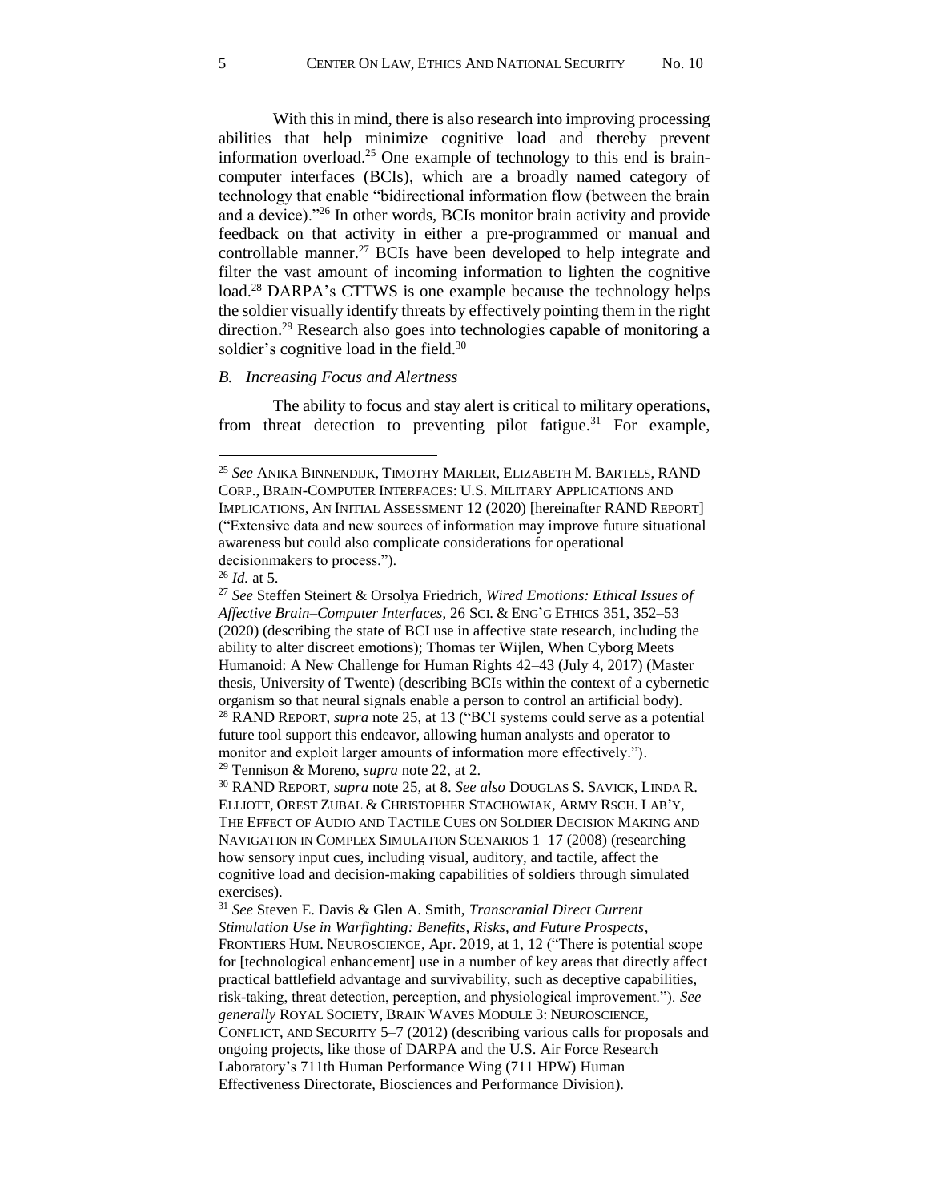With this in mind, there is also research into improving processing abilities that help minimize cognitive load and thereby prevent information overload.[25] One example of technology to this end is brain-computer interfaces (BCIs), which are a broadly named category of technology that enable "bidirectional information flow (between the brain and a device)."[26] In other words, BCIs monitor brain activity and provide feedback on that activity in either a pre-programmed or manual and controllable manner.[27] BCIs have been developed to help integrate and filter the vast amount of incoming information to lighten the cognitive load.[28] DARPA's CTTWS is one example because the technology helps the soldier visually identify threats by effectively pointing them in the right direction.[29] Research also goes into technologies capable of monitoring a soldier's cognitive load in the field.[30]

### *B. Increasing Focus and Alertness*

The ability to focus and stay alert is critical to military operations, from threat detection to preventing pilot fatigue.[31] For example,

---

[25] *See* ANIKA BINNENDIJK, TIMOTHY MARLER, ELIZABETH M. BARTELS, RAND CORP., BRAIN-COMPUTER INTERFACES: U.S. MILITARY APPLICATIONS AND IMPLICATIONS, AN INITIAL ASSESSMENT 12 (2020) [hereinafter RAND REPORT] ("Extensive data and new sources of information may improve future situational awareness but could also complicate considerations for operational decisionmakers to process.").

[26] *Id.* at 5.

[27] *See* Steffen Steinert & Orsolya Friedrich, *Wired Emotions: Ethical Issues of Affective Brain–Computer Interfaces*, 26 SCI. & ENG'G ETHICS 351, 352–53 (2020) (describing the state of BCI use in affective state research, including the ability to alter discreet emotions); Thomas ter Wijlen, When Cyborg Meets Humanoid: A New Challenge for Human Rights 42–43 (July 4, 2017) (Master thesis, University of Twente) (describing BCIs within the context of a cybernetic organism so that neural signals enable a person to control an artificial body).

[28] RAND REPORT, *supra* note 25, at 13 ("BCI systems could serve as a potential future tool support this endeavor, allowing human analysts and operator to monitor and exploit larger amounts of information more effectively.").

[29] Tennison & Moreno, *supra* note 22, at 2.

[30] RAND REPORT, *supra* note 25, at 8. *See also* DOUGLAS S. SAVICK, LINDA R. ELLIOTT, OREST ZUBAL & CHRISTOPHER STACHOWIAK, ARMY RSCH. LAB'Y, THE EFFECT OF AUDIO AND TACTILE CUES ON SOLDIER DECISION MAKING AND NAVIGATION IN COMPLEX SIMULATION SCENARIOS 1–17 (2008) (researching how sensory input cues, including visual, auditory, and tactile, affect the cognitive load and decision-making capabilities of soldiers through simulated exercises).

[31] *See* Steven E. Davis & Glen A. Smith, *Transcranial Direct Current Stimulation Use in Warfighting: Benefits, Risks, and Future Prospects*, FRONTIERS HUM. NEUROSCIENCE, Apr. 2019, at 1, 12 ("There is potential scope for [technological enhancement] use in a number of key areas that directly affect practical battlefield advantage and survivability, such as deceptive capabilities, risk-taking, threat detection, perception, and physiological improvement."). *See generally* ROYAL SOCIETY, BRAIN WAVES MODULE 3: NEUROSCIENCE, CONFLICT, AND SECURITY 5–7 (2012) (describing various calls for proposals and ongoing projects, like those of DARPA and the U.S. Air Force Research Laboratory's 711th Human Performance Wing (711 HPW) Human Effectiveness Directorate, Biosciences and Performance Division).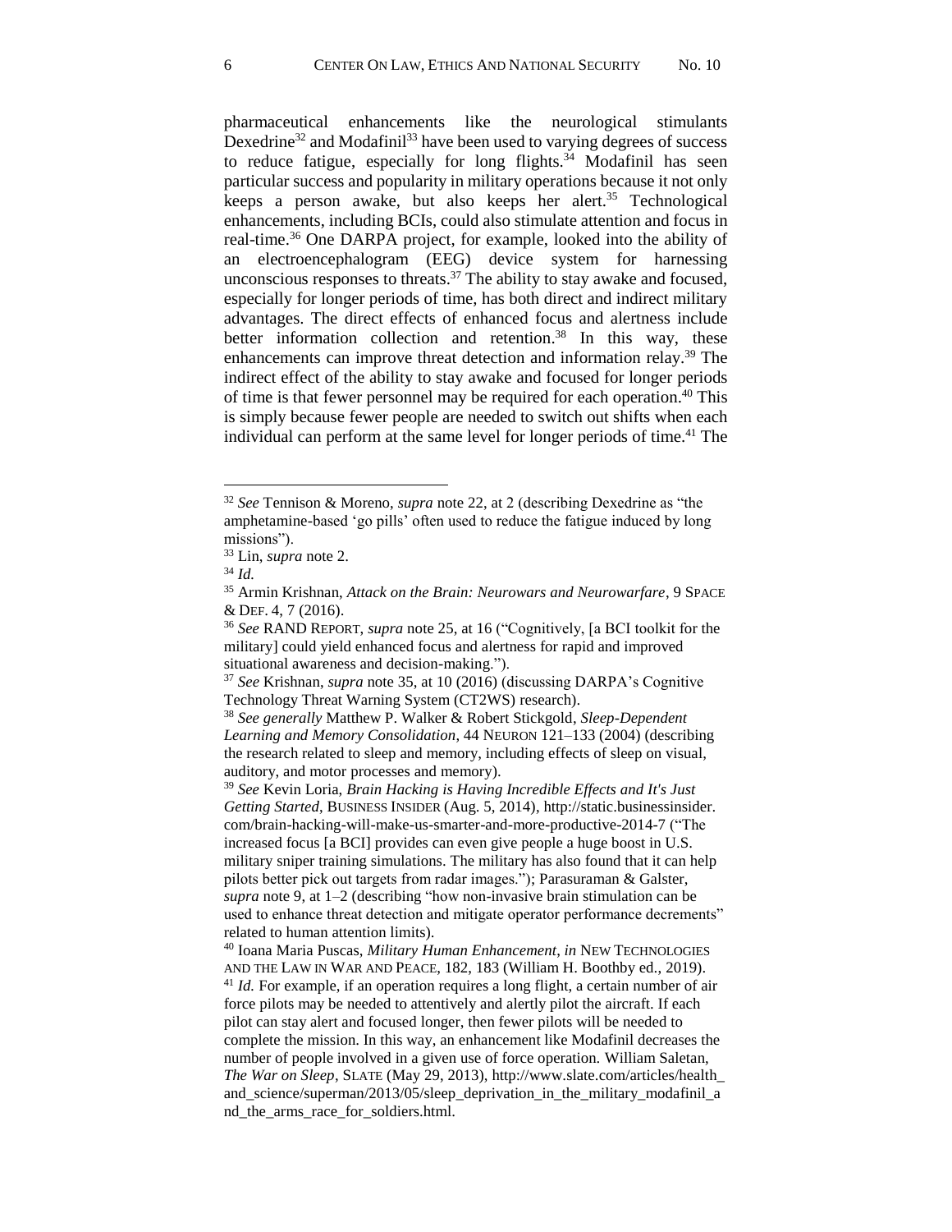pharmaceutical enhancements like the neurological stimulants Dexedrine[32] and Modafinil[33] have been used to varying degrees of success to reduce fatigue, especially for long flights.[34] Modafinil has seen particular success and popularity in military operations because it not only keeps a person awake, but also keeps her alert.[35] Technological enhancements, including BCIs, could also stimulate attention and focus in real-time.[36] One DARPA project, for example, looked into the ability of an electroencephalogram (EEG) device system for harnessing unconscious responses to threats.[37] The ability to stay awake and focused, especially for longer periods of time, has both direct and indirect military advantages. The direct effects of enhanced focus and alertness include better information collection and retention.[38] In this way, these enhancements can improve threat detection and information relay.[39] The indirect effect of the ability to stay awake and focused for longer periods of time is that fewer personnel may be required for each operation.[40] This is simply because fewer people are needed to switch out shifts when each individual can perform at the same level for longer periods of time.[41] The

---

[32] *See* Tennison & Moreno, *supra* note 22, at 2 (describing Dexedrine as "the amphetamine-based 'go pills' often used to reduce the fatigue induced by long missions").

[33] Lin, *supra* note 2.

[34] *Id.*

[35] Armin Krishnan, *Attack on the Brain: Neurowars and Neurowarfare*, 9 SPACE & DEF. 4, 7 (2016).

[36] *See* RAND REPORT, *supra* note 25, at 16 ("Cognitively, [a BCI toolkit for the military] could yield enhanced focus and alertness for rapid and improved situational awareness and decision-making.").

[37] *See* Krishnan, *supra* note 35, at 10 (2016) (discussing DARPA's Cognitive Technology Threat Warning System (CT2WS) research).

[38] *See generally* Matthew P. Walker & Robert Stickgold, *Sleep-Dependent Learning and Memory Consolidation*, 44 NEURON 121–133 (2004) (describing the research related to sleep and memory, including effects of sleep on visual, auditory, and motor processes and memory).

[39] *See* Kevin Loria, *Brain Hacking is Having Incredible Effects and It's Just Getting Started*, BUSINESS INSIDER (Aug. 5, 2014), http://static.businessinsider.com/brain-hacking-will-make-us-smarter-and-more-productive-2014-7 ("The increased focus [a BCI] provides can even give people a huge boost in U.S. military sniper training simulations. The military has also found that it can help pilots better pick out targets from radar images."); Parasuraman & Galster, *supra* note 9, at 1–2 (describing "how non-invasive brain stimulation can be used to enhance threat detection and mitigate operator performance decrements" related to human attention limits).

[40] Ioana Maria Puscas, *Military Human Enhancement*, *in* NEW TECHNOLOGIES AND THE LAW IN WAR AND PEACE, 182, 183 (William H. Boothby ed., 2019).

[41] *Id.* For example, if an operation requires a long flight, a certain number of air force pilots may be needed to attentively and alertly pilot the aircraft. If each pilot can stay alert and focused longer, then fewer pilots will be needed to complete the mission. In this way, an enhancement like Modafinil decreases the number of people involved in a given use of force operation. William Saletan, *The War on Sleep*, SLATE (May 29, 2013), http://www.slate.com/articles/health_and_science/superman/2013/05/sleep_deprivation_in_the_military_modafinil_and_the_arms_race_for_soldiers.html.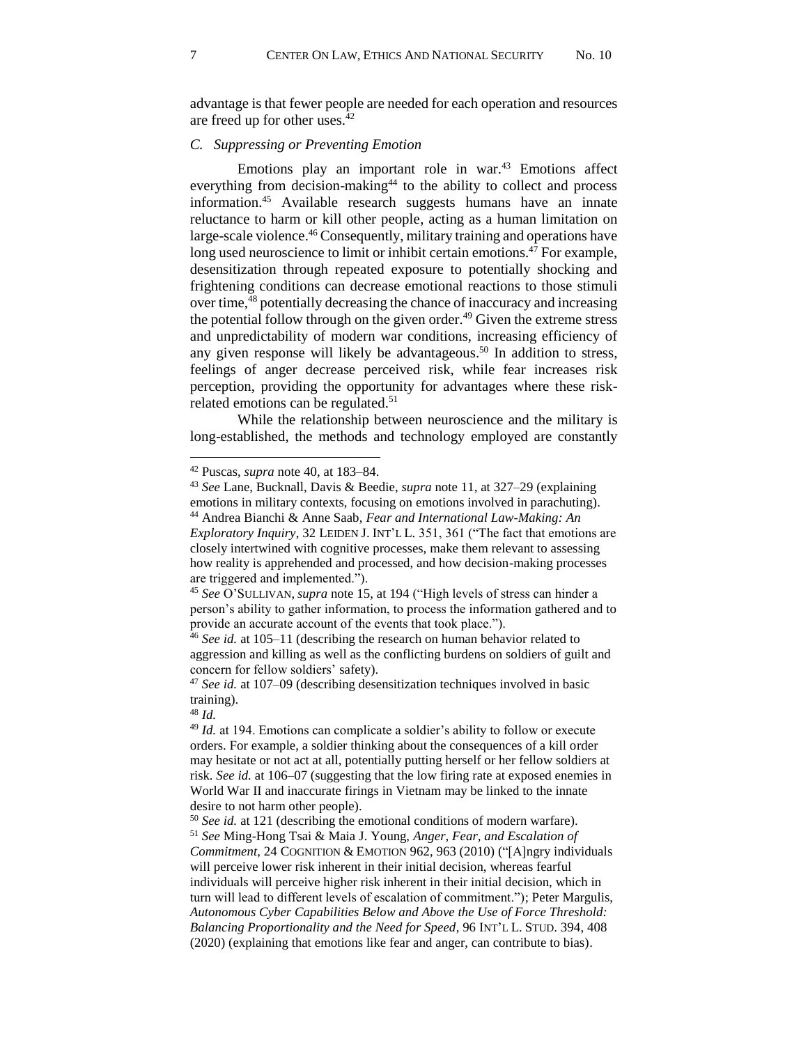advantage is that fewer people are needed for each operation and resources are freed up for other uses.[42]

### *C. Suppressing or Preventing Emotion*

Emotions play an important role in war.[43] Emotions affect everything from decision-making[44] to the ability to collect and process information.[45] Available research suggests humans have an innate reluctance to harm or kill other people, acting as a human limitation on large-scale violence.[46] Consequently, military training and operations have long used neuroscience to limit or inhibit certain emotions.[47] For example, desensitization through repeated exposure to potentially shocking and frightening conditions can decrease emotional reactions to those stimuli over time,[48] potentially decreasing the chance of inaccuracy and increasing the potential follow through on the given order.[49] Given the extreme stress and unpredictability of modern war conditions, increasing efficiency of any given response will likely be advantageous.[50] In addition to stress, feelings of anger decrease perceived risk, while fear increases risk perception, providing the opportunity for advantages where these risk-related emotions can be regulated.[51]

While the relationship between neuroscience and the military is long-established, the methods and technology employed are constantly

---

[42] Puscas, *supra* note 40, at 183–84.

[43] *See* Lane, Bucknall, Davis & Beedie, *supra* note 11, at 327–29 (explaining emotions in military contexts, focusing on emotions involved in parachuting).

[44] Andrea Bianchi & Anne Saab, *Fear and International Law-Making: An Exploratory Inquiry*, 32 LEIDEN J. INT'L L. 351, 361 ("The fact that emotions are closely intertwined with cognitive processes, make them relevant to assessing how reality is apprehended and processed, and how decision-making processes are triggered and implemented.").

[45] *See* O'SULLIVAN, *supra* note 15, at 194 ("High levels of stress can hinder a person's ability to gather information, to process the information gathered and to provide an accurate account of the events that took place.").

[46] *See id.* at 105–11 (describing the research on human behavior related to aggression and killing as well as the conflicting burdens on soldiers of guilt and concern for fellow soldiers' safety).

[47] *See id.* at 107–09 (describing desensitization techniques involved in basic training).

[48] *Id.*

[49] *Id.* at 194. Emotions can complicate a soldier's ability to follow or execute orders. For example, a soldier thinking about the consequences of a kill order may hesitate or not act at all, potentially putting herself or her fellow soldiers at risk. *See id.* at 106–07 (suggesting that the low firing rate at exposed enemies in World War II and inaccurate firings in Vietnam may be linked to the innate desire to not harm other people).

[50] *See id.* at 121 (describing the emotional conditions of modern warfare).

[51] *See* Ming-Hong Tsai & Maia J. Young, *Anger, Fear, and Escalation of Commitment*, 24 COGNITION & EMOTION 962, 963 (2010) ("[A]ngry individuals will perceive lower risk inherent in their initial decision, whereas fearful individuals will perceive higher risk inherent in their initial decision, which in turn will lead to different levels of escalation of commitment."); Peter Margulis, *Autonomous Cyber Capabilities Below and Above the Use of Force Threshold: Balancing Proportionality and the Need for Speed*, 96 INT'L L. STUD. 394, 408 (2020) (explaining that emotions like fear and anger, can contribute to bias).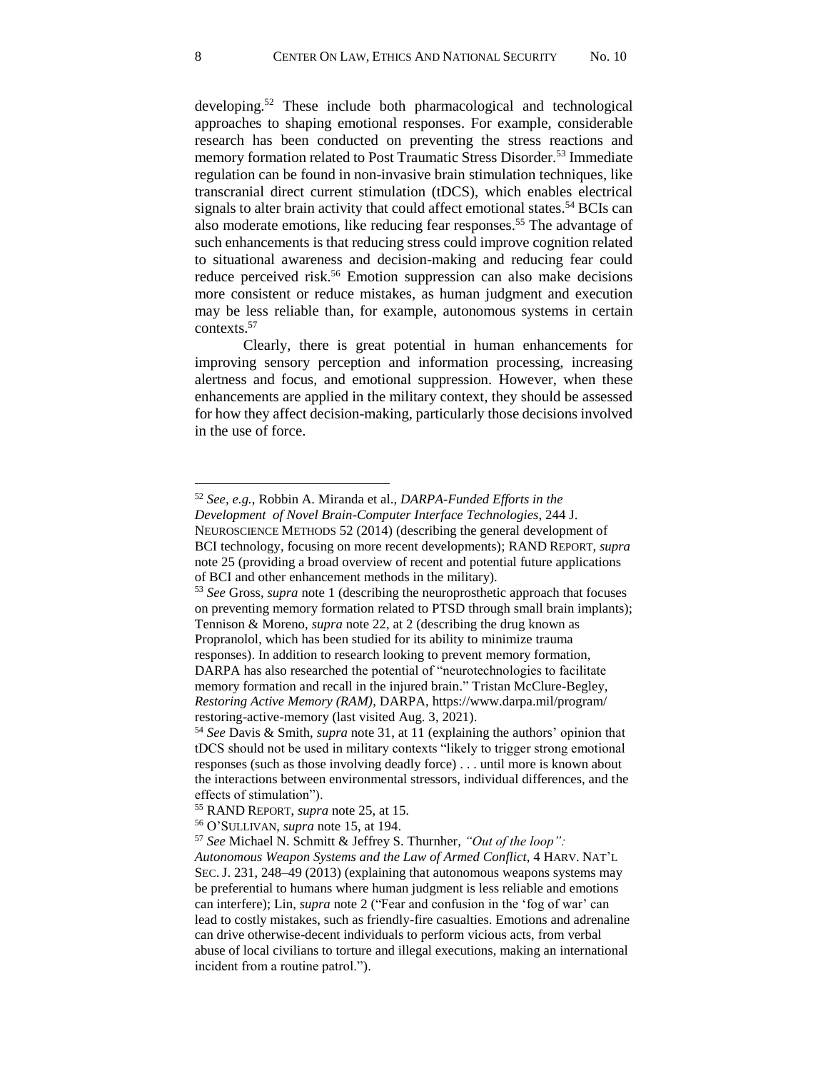developing.[52] These include both pharmacological and technological approaches to shaping emotional responses. For example, considerable research has been conducted on preventing the stress reactions and memory formation related to Post Traumatic Stress Disorder.[53] Immediate regulation can be found in non-invasive brain stimulation techniques, like transcranial direct current stimulation (tDCS), which enables electrical signals to alter brain activity that could affect emotional states.[54] BCIs can also moderate emotions, like reducing fear responses.[55] The advantage of such enhancements is that reducing stress could improve cognition related to situational awareness and decision-making and reducing fear could reduce perceived risk.[56] Emotion suppression can also make decisions more consistent or reduce mistakes, as human judgment and execution may be less reliable than, for example, autonomous systems in certain contexts.[57]

Clearly, there is great potential in human enhancements for improving sensory perception and information processing, increasing alertness and focus, and emotional suppression. However, when these enhancements are applied in the military context, they should be assessed for how they affect decision-making, particularly those decisions involved in the use of force.

---

[52] *See, e.g.*, Robbin A. Miranda et al., *DARPA-Funded Efforts in the Development of Novel Brain-Computer Interface Technologies*, 244 J. NEUROSCIENCE METHODS 52 (2014) (describing the general development of BCI technology, focusing on more recent developments); RAND REPORT, *supra* note 25 (providing a broad overview of recent and potential future applications of BCI and other enhancement methods in the military).

[53] *See* Gross, *supra* note 1 (describing the neuroprosthetic approach that focuses on preventing memory formation related to PTSD through small brain implants); Tennison & Moreno, *supra* note 22, at 2 (describing the drug known as Propranolol, which has been studied for its ability to minimize trauma responses). In addition to research looking to prevent memory formation, DARPA has also researched the potential of "neurotechnologies to facilitate memory formation and recall in the injured brain." Tristan McClure-Begley, *Restoring Active Memory (RAM)*, DARPA, https://www.darpa.mil/program/restoring-active-memory (last visited Aug. 3, 2021).

[54] *See* Davis & Smith, *supra* note 31, at 11 (explaining the authors' opinion that tDCS should not be used in military contexts "likely to trigger strong emotional responses (such as those involving deadly force) . . . until more is known about the interactions between environmental stressors, individual differences, and the effects of stimulation").

[55] RAND REPORT, *supra* note 25, at 15.

[56] O'SULLIVAN, *supra* note 15, at 194.

[57] *See* Michael N. Schmitt & Jeffrey S. Thurnher, *"Out of the loop": Autonomous Weapon Systems and the Law of Armed Conflict*, 4 HARV. NAT'L SEC. J. 231, 248–49 (2013) (explaining that autonomous weapons systems may be preferential to humans where human judgment is less reliable and emotions can interfere); Lin, *supra* note 2 ("Fear and confusion in the 'fog of war' can lead to costly mistakes, such as friendly-fire casualties. Emotions and adrenaline can drive otherwise-decent individuals to perform vicious acts, from verbal abuse of local civilians to torture and illegal executions, making an international incident from a routine patrol.").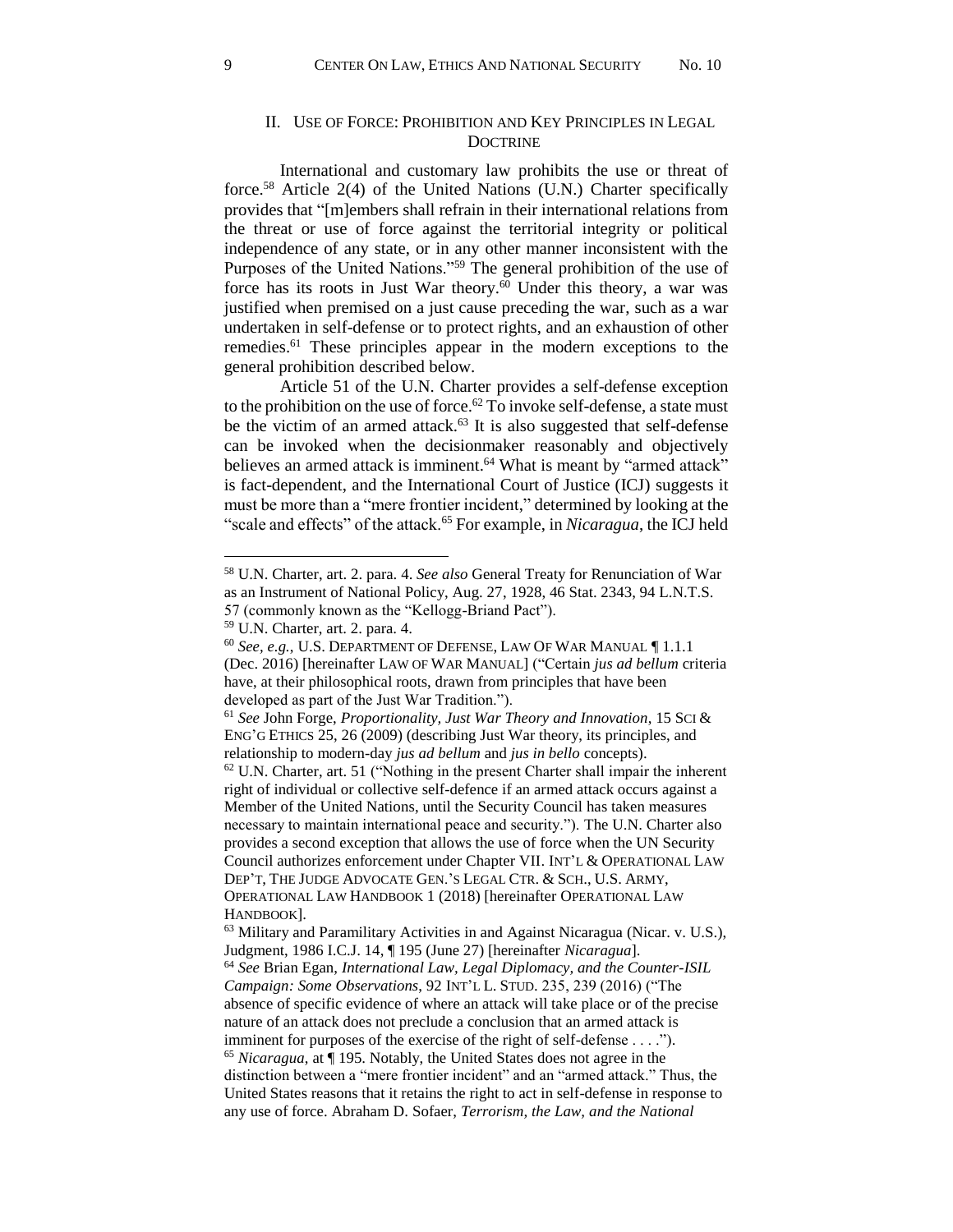## II. USE OF FORCE: PROHIBITION AND KEY PRINCIPLES IN LEGAL DOCTRINE

International and customary law prohibits the use or threat of force.[58] Article 2(4) of the United Nations (U.N.) Charter specifically provides that "[m]embers shall refrain in their international relations from the threat or use of force against the territorial integrity or political independence of any state, or in any other manner inconsistent with the Purposes of the United Nations."[59] The general prohibition of the use of force has its roots in Just War theory.[60] Under this theory, a war was justified when premised on a just cause preceding the war, such as a war undertaken in self-defense or to protect rights, and an exhaustion of other remedies.[61] These principles appear in the modern exceptions to the general prohibition described below.

Article 51 of the U.N. Charter provides a self-defense exception to the prohibition on the use of force.[62] To invoke self-defense, a state must be the victim of an armed attack.[63] It is also suggested that self-defense can be invoked when the decisionmaker reasonably and objectively believes an armed attack is imminent.[64] What is meant by "armed attack" is fact-dependent, and the International Court of Justice (ICJ) suggests it must be more than a "mere frontier incident," determined by looking at the "scale and effects" of the attack.[65] For example, in *Nicaragua*, the ICJ held

---

[58] U.N. Charter, art. 2. para. 4. *See also* General Treaty for Renunciation of War as an Instrument of National Policy, Aug. 27, 1928, 46 Stat. 2343, 94 L.N.T.S. 57 (commonly known as the "Kellogg-Briand Pact").

[59] U.N. Charter, art. 2. para. 4.

[60] *See, e.g.*, U.S. DEPARTMENT OF DEFENSE, LAW OF WAR MANUAL ¶ 1.1.1 (Dec. 2016) [hereinafter LAW OF WAR MANUAL] ("Certain *jus ad bellum* criteria have, at their philosophical roots, drawn from principles that have been developed as part of the Just War Tradition.").

[61] *See* John Forge, *Proportionality, Just War Theory and Innovation*, 15 SCI & ENG'G ETHICS 25, 26 (2009) (describing Just War theory, its principles, and relationship to modern-day *jus ad bellum* and *jus in bello* concepts).

[62] U.N. Charter, art. 51 ("Nothing in the present Charter shall impair the inherent right of individual or collective self-defence if an armed attack occurs against a Member of the United Nations, until the Security Council has taken measures necessary to maintain international peace and security."). The U.N. Charter also provides a second exception that allows the use of force when the UN Security Council authorizes enforcement under Chapter VII. INT'L & OPERATIONAL LAW DEP'T, THE JUDGE ADVOCATE GEN.'S LEGAL CTR. & SCH., U.S. ARMY, OPERATIONAL LAW HANDBOOK 1 (2018) [hereinafter OPERATIONAL LAW HANDBOOK].

[63] Military and Paramilitary Activities in and Against Nicaragua (Nicar. v. U.S.), Judgment, 1986 I.C.J. 14, ¶ 195 (June 27) [hereinafter *Nicaragua*].

[64] *See* Brian Egan, *International Law, Legal Diplomacy, and the Counter-ISIL Campaign: Some Observations*, 92 INT'L L. STUD. 235, 239 (2016) ("The absence of specific evidence of where an attack will take place or of the precise nature of an attack does not preclude a conclusion that an armed attack is imminent for purposes of the exercise of the right of self-defense . . . .").

[65] *Nicaragua*, at ¶ 195. Notably, the United States does not agree in the distinction between a "mere frontier incident" and an "armed attack." Thus, the United States reasons that it retains the right to act in self-defense in response to any use of force. Abraham D. Sofaer, *Terrorism, the Law, and the National*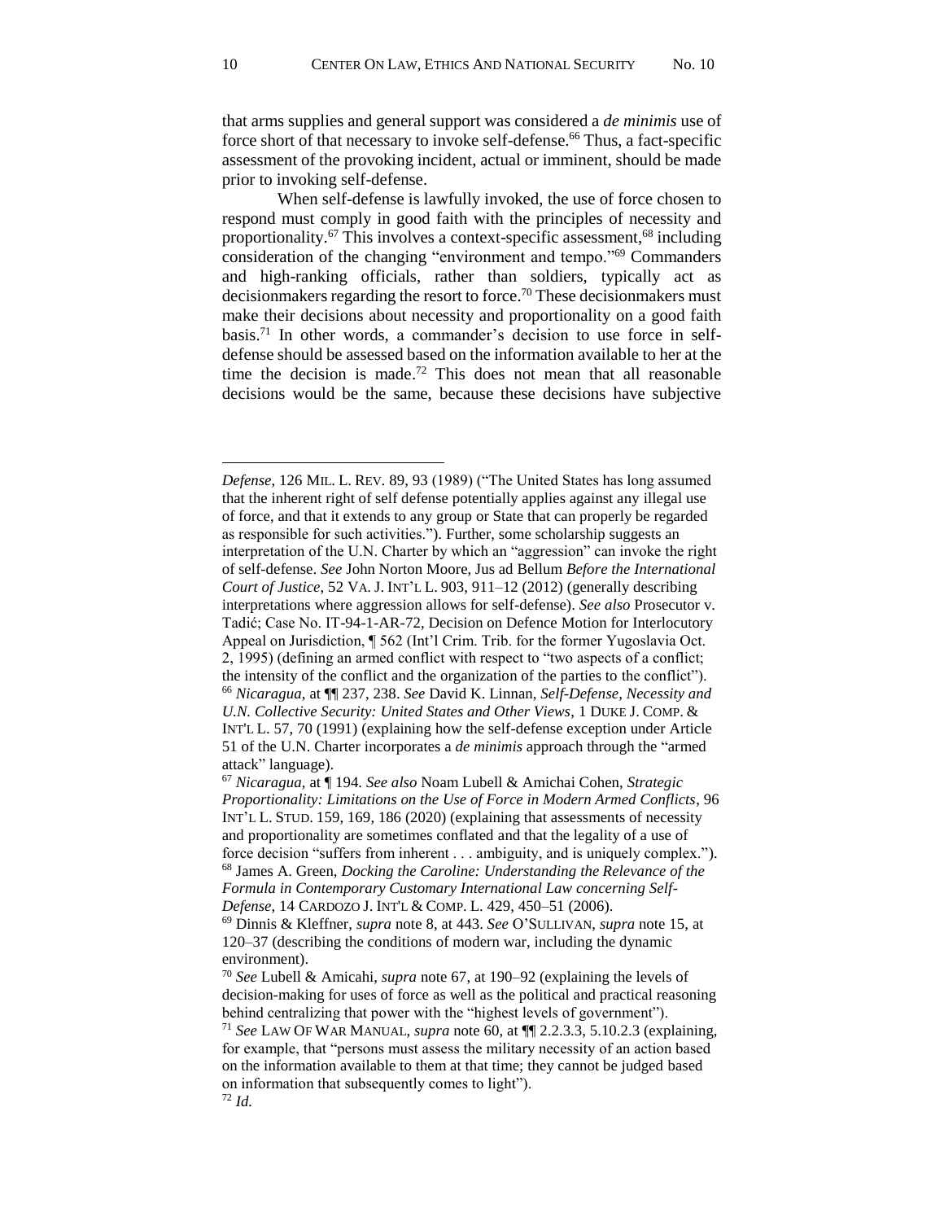that arms supplies and general support was considered a *de minimis* use of force short of that necessary to invoke self-defense.[66] Thus, a fact-specific assessment of the provoking incident, actual or imminent, should be made prior to invoking self-defense.

When self-defense is lawfully invoked, the use of force chosen to respond must comply in good faith with the principles of necessity and proportionality.[67] This involves a context-specific assessment,[68] including consideration of the changing "environment and tempo."[69] Commanders and high-ranking officials, rather than soldiers, typically act as decisionmakers regarding the resort to force.[70] These decisionmakers must make their decisions about necessity and proportionality on a good faith basis.[71] In other words, a commander's decision to use force in self-defense should be assessed based on the information available to her at the time the decision is made.[72] This does not mean that all reasonable decisions would be the same, because these decisions have subjective

---

*Defense*, 126 MIL. L. REV. 89, 93 (1989) ("The United States has long assumed that the inherent right of self defense potentially applies against any illegal use of force, and that it extends to any group or State that can properly be regarded as responsible for such activities."). Further, some scholarship suggests an interpretation of the U.N. Charter by which an "aggression" can invoke the right of self-defense. *See* John Norton Moore, Jus ad Bellum *Before the International Court of Justice*, 52 VA. J. INT'L L. 903, 911–12 (2012) (generally describing interpretations where aggression allows for self-defense). *See also* Prosecutor v. Tadić; Case No. IT-94-1-AR-72, Decision on Defence Motion for Interlocutory Appeal on Jurisdiction, ¶ 562 (Int'l Crim. Trib. for the former Yugoslavia Oct. 2, 1995) (defining an armed conflict with respect to "two aspects of a conflict; the intensity of the conflict and the organization of the parties to the conflict").

[66] *Nicaragua*, at ¶¶ 237, 238. *See* David K. Linnan, *Self-Defense, Necessity and U.N. Collective Security: United States and Other Views*, 1 DUKE J. COMP. & INT'L L. 57, 70 (1991) (explaining how the self-defense exception under Article 51 of the U.N. Charter incorporates a *de minimis* approach through the "armed attack" language).

[67] *Nicaragua*, at ¶ 194. *See also* Noam Lubell & Amichai Cohen, *Strategic Proportionality: Limitations on the Use of Force in Modern Armed Conflicts*, 96 INT'L L. STUD. 159, 169, 186 (2020) (explaining that assessments of necessity and proportionality are sometimes conflated and that the legality of a use of force decision "suffers from inherent . . . ambiguity, and is uniquely complex.").

[68] James A. Green, *Docking the Caroline: Understanding the Relevance of the Formula in Contemporary Customary International Law concerning Self-Defense*, 14 CARDOZO J. INT'L & COMP. L. 429, 450–51 (2006).

[69] Dinnis & Kleffner, *supra* note 8, at 443. *See* O'SULLIVAN, *supra* note 15, at 120–37 (describing the conditions of modern war, including the dynamic environment).

[70] *See* Lubell & Amicahi, *supra* note 67, at 190–92 (explaining the levels of decision-making for uses of force as well as the political and practical reasoning behind centralizing that power with the "highest levels of government").

[71] *See* LAW OF WAR MANUAL, *supra* note 60, at ¶¶ 2.2.3.3, 5.10.2.3 (explaining, for example, that "persons must assess the military necessity of an action based on the information available to them at that time; they cannot be judged based on information that subsequently comes to light").

[72] *Id.*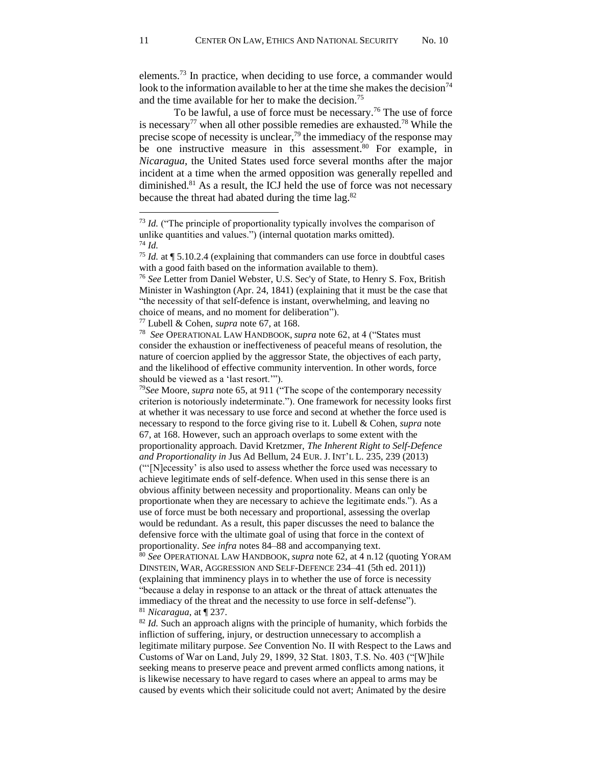elements.[73] In practice, when deciding to use force, a commander would look to the information available to her at the time she makes the decision[74] and the time available for her to make the decision.[75]

To be lawful, a use of force must be necessary.[76] The use of force is necessary[77] when all other possible remedies are exhausted.[78] While the precise scope of necessity is unclear,[79] the immediacy of the response may be one instructive measure in this assessment.[80] For example, in *Nicaragua*, the United States used force several months after the major incident at a time when the armed opposition was generally repelled and diminished.[81] As a result, the ICJ held the use of force was not necessary because the threat had abated during the time lag.[82]

---

[73] *Id.* ("The principle of proportionality typically involves the comparison of unlike quantities and values.") (internal quotation marks omitted).

[74] *Id.*

[75] *Id.* at ¶ 5.10.2.4 (explaining that commanders can use force in doubtful cases with a good faith based on the information available to them).

[76] *See* Letter from Daniel Webster, U.S. Sec'y of State, to Henry S. Fox, British Minister in Washington (Apr. 24, 1841) (explaining that it must be the case that "the necessity of that self-defence is instant, overwhelming, and leaving no choice of means, and no moment for deliberation").

[77] Lubell & Cohen, *supra* note 67, at 168.

[78] *See* OPERATIONAL LAW HANDBOOK, *supra* note 62, at 4 ("States must consider the exhaustion or ineffectiveness of peaceful means of resolution, the nature of coercion applied by the aggressor State, the objectives of each party, and the likelihood of effective community intervention. In other words, force should be viewed as a 'last resort.'").

[79] *See* Moore, *supra* note 65, at 911 ("The scope of the contemporary necessity criterion is notoriously indeterminate."). One framework for necessity looks first at whether it was necessary to use force and second at whether the force used is necessary to respond to the force giving rise to it. Lubell & Cohen, *supra* note 67, at 168. However, such an approach overlaps to some extent with the proportionality approach. David Kretzmer, *The Inherent Right to Self-Defence and Proportionality in* Jus Ad Bellum, 24 EUR. J. INT'L L. 235, 239 (2013) ("'[N]ecessity' is also used to assess whether the force used was necessary to achieve legitimate ends of self-defence. When used in this sense there is an obvious affinity between necessity and proportionality. Means can only be proportionate when they are necessary to achieve the legitimate ends."). As a use of force must be both necessary and proportional, assessing the overlap would be redundant. As a result, this paper discusses the need to balance the defensive force with the ultimate goal of using that force in the context of proportionality. *See infra* notes 84–88 and accompanying text.

[80] *See* OPERATIONAL LAW HANDBOOK, *supra* note 62, at 4 n.12 (quoting YORAM DINSTEIN, WAR, AGGRESSION AND SELF-DEFENCE 234–41 (5th ed. 2011)) (explaining that imminency plays in to whether the use of force is necessity "because a delay in response to an attack or the threat of attack attenuates the immediacy of the threat and the necessity to use force in self-defense").

[81] *Nicaragua*, at ¶ 237.

[82] *Id.* Such an approach aligns with the principle of humanity, which forbids the infliction of suffering, injury, or destruction unnecessary to accomplish a legitimate military purpose. *See* Convention No. II with Respect to the Laws and Customs of War on Land, July 29, 1899, 32 Stat. 1803, T.S. No. 403 ("[W]hile seeking means to preserve peace and prevent armed conflicts among nations, it is likewise necessary to have regard to cases where an appeal to arms may be caused by events which their solicitude could not avert; Animated by the desire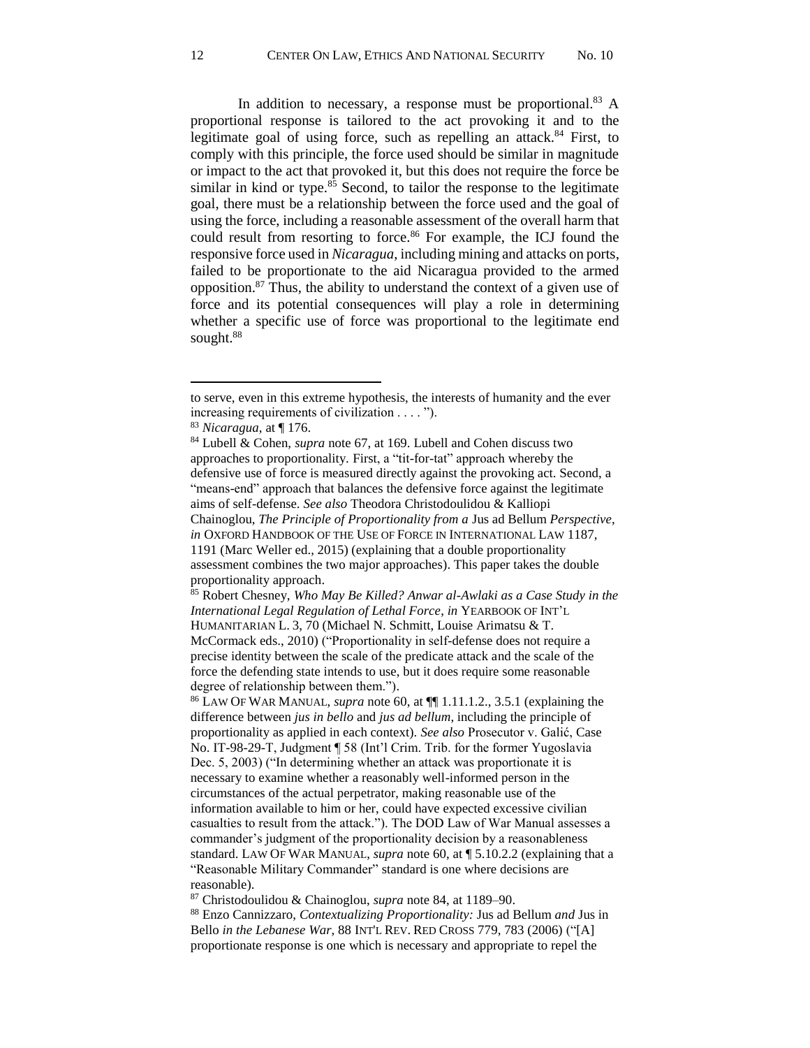In addition to necessary, a response must be proportional.[83] A proportional response is tailored to the act provoking it and to the legitimate goal of using force, such as repelling an attack.[84] First, to comply with this principle, the force used should be similar in magnitude or impact to the act that provoked it, but this does not require the force be similar in kind or type.[85] Second, to tailor the response to the legitimate goal, there must be a relationship between the force used and the goal of using the force, including a reasonable assessment of the overall harm that could result from resorting to force.[86] For example, the ICJ found the responsive force used in *Nicaragua*, including mining and attacks on ports, failed to be proportionate to the aid Nicaragua provided to the armed opposition.[87] Thus, the ability to understand the context of a given use of force and its potential consequences will play a role in determining whether a specific use of force was proportional to the legitimate end sought.[88]

---

to serve, even in this extreme hypothesis, the interests of humanity and the ever increasing requirements of civilization . . . . ").

[83] *Nicaragua*, at ¶ 176.

[84] Lubell & Cohen, *supra* note 67, at 169. Lubell and Cohen discuss two approaches to proportionality. First, a "tit-for-tat" approach whereby the defensive use of force is measured directly against the provoking act. Second, a "means-end" approach that balances the defensive force against the legitimate aims of self-defense. *See also* Theodora Christodoulidou & Kalliopi Chainoglou, *The Principle of Proportionality from a* Jus ad Bellum *Perspective*, *in* OXFORD HANDBOOK OF THE USE OF FORCE IN INTERNATIONAL LAW 1187, 1191 (Marc Weller ed., 2015) (explaining that a double proportionality assessment combines the two major approaches). This paper takes the double proportionality approach.

[85] Robert Chesney, *Who May Be Killed? Anwar al-Awlaki as a Case Study in the International Legal Regulation of Lethal Force*, *in* YEARBOOK OF INT'L HUMANITARIAN L. 3, 70 (Michael N. Schmitt, Louise Arimatsu & T. McCormack eds., 2010) ("Proportionality in self-defense does not require a precise identity between the scale of the predicate attack and the scale of the force the defending state intends to use, but it does require some reasonable degree of relationship between them.").

[86] LAW OF WAR MANUAL, *supra* note 60, at ¶¶ 1.11.1.2., 3.5.1 (explaining the difference between *jus in bello* and *jus ad bellum*, including the principle of proportionality as applied in each context). *See also* Prosecutor v. Galić, Case No. IT-98-29-T, Judgment ¶ 58 (Int'l Crim. Trib. for the former Yugoslavia Dec. 5, 2003) ("In determining whether an attack was proportionate it is necessary to examine whether a reasonably well-informed person in the circumstances of the actual perpetrator, making reasonable use of the information available to him or her, could have expected excessive civilian casualties to result from the attack."). The DOD Law of War Manual assesses a commander's judgment of the proportionality decision by a reasonableness standard. LAW OF WAR MANUAL, *supra* note 60, at ¶ 5.10.2.2 (explaining that a "Reasonable Military Commander" standard is one where decisions are reasonable).

[87] Christodoulidou & Chainoglou, *supra* note 84, at 1189–90.

[88] Enzo Cannizzaro, *Contextualizing Proportionality:* Jus ad Bellum *and* Jus in Bello *in the Lebanese War*, 88 INT'L REV. RED CROSS 779, 783 (2006) ("[A] proportionate response is one which is necessary and appropriate to repel the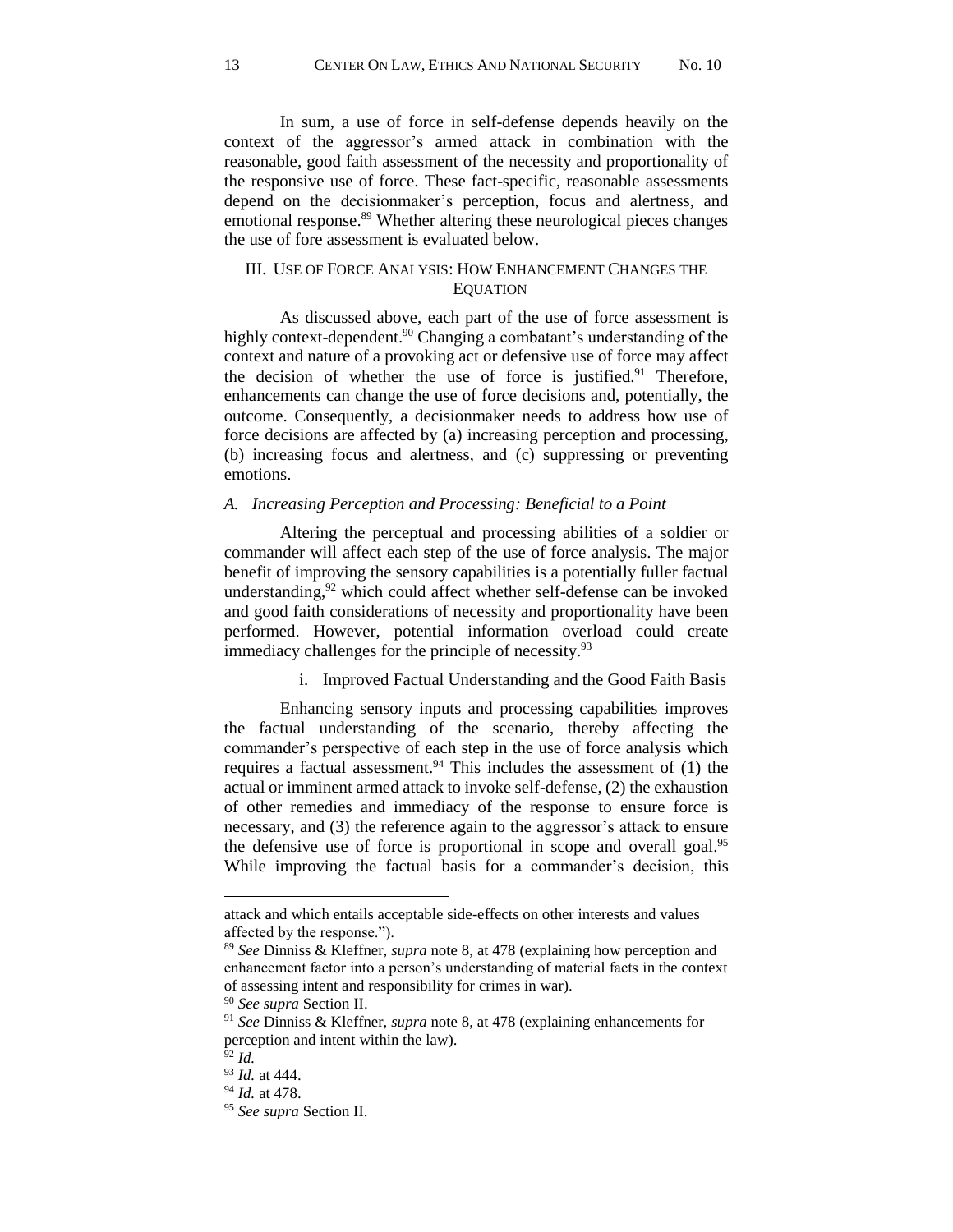In sum, a use of force in self-defense depends heavily on the context of the aggressor's armed attack in combination with the reasonable, good faith assessment of the necessity and proportionality of the responsive use of force. These fact-specific, reasonable assessments depend on the decisionmaker's perception, focus and alertness, and emotional response.[89] Whether altering these neurological pieces changes the use of fore assessment is evaluated below.

## III. Use of Force Analysis: How Enhancement Changes the Equation

As discussed above, each part of the use of force assessment is highly context-dependent.[90] Changing a combatant's understanding of the context and nature of a provoking act or defensive use of force may affect the decision of whether the use of force is justified.[91] Therefore, enhancements can change the use of force decisions and, potentially, the outcome. Consequently, a decisionmaker needs to address how use of force decisions are affected by (a) increasing perception and processing, (b) increasing focus and alertness, and (c) suppressing or preventing emotions.

### *A. Increasing Perception and Processing: Beneficial to a Point*

Altering the perceptual and processing abilities of a soldier or commander will affect each step of the use of force analysis. The major benefit of improving the sensory capabilities is a potentially fuller factual understanding,[92] which could affect whether self-defense can be invoked and good faith considerations of necessity and proportionality have been performed. However, potential information overload could create immediacy challenges for the principle of necessity.[93]

#### i. Improved Factual Understanding and the Good Faith Basis

Enhancing sensory inputs and processing capabilities improves the factual understanding of the scenario, thereby affecting the commander's perspective of each step in the use of force analysis which requires a factual assessment.[94] This includes the assessment of (1) the actual or imminent armed attack to invoke self-defense, (2) the exhaustion of other remedies and immediacy of the response to ensure force is necessary, and (3) the reference again to the aggressor's attack to ensure the defensive use of force is proportional in scope and overall goal.[95] While improving the factual basis for a commander's decision, this

---

attack and which entails acceptable side-effects on other interests and values affected by the response.").

[89] *See* Dinniss & Kleffner, *supra* note 8, at 478 (explaining how perception and enhancement factor into a person's understanding of material facts in the context of assessing intent and responsibility for crimes in war).

[90] *See supra* Section II.

[91] *See* Dinniss & Kleffner, *supra* note 8, at 478 (explaining enhancements for perception and intent within the law).

[92] *Id.*

[93] *Id.* at 444.

[94] *Id.* at 478.

[95] *See supra* Section II.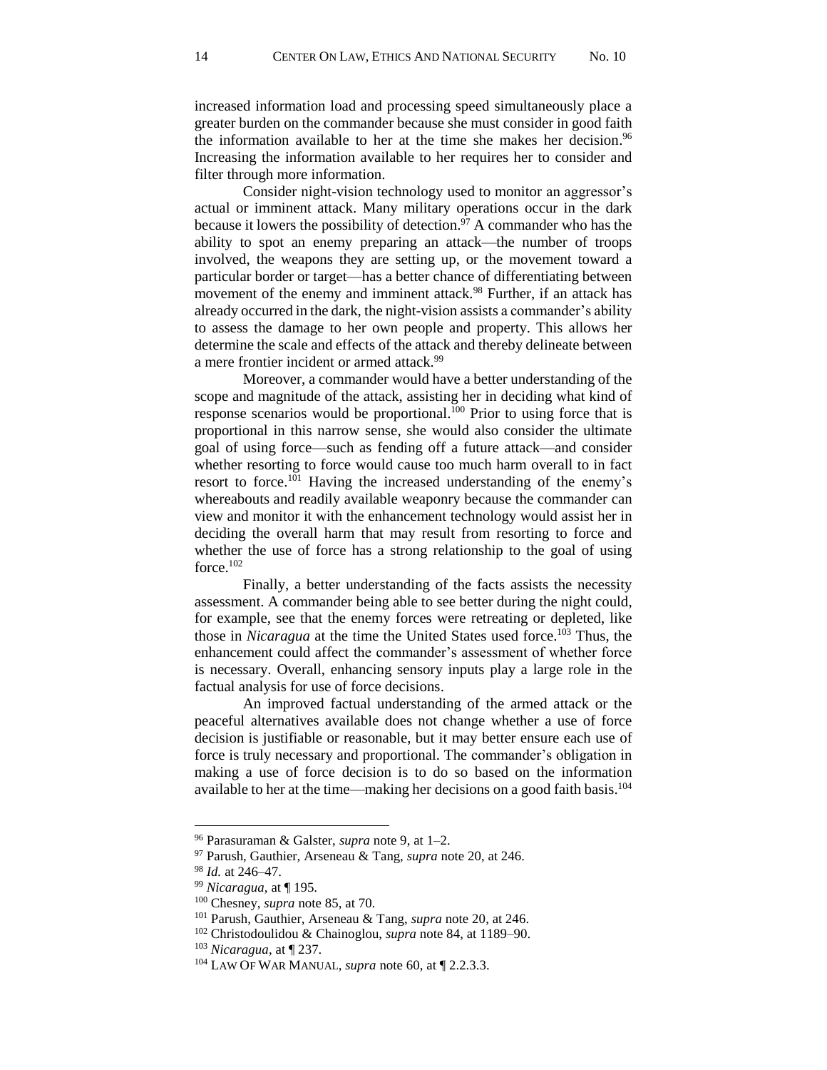increased information load and processing speed simultaneously place a greater burden on the commander because she must consider in good faith the information available to her at the time she makes her decision.[96] Increasing the information available to her requires her to consider and filter through more information.

Consider night-vision technology used to monitor an aggressor's actual or imminent attack. Many military operations occur in the dark because it lowers the possibility of detection.[97] A commander who has the ability to spot an enemy preparing an attack—the number of troops involved, the weapons they are setting up, or the movement toward a particular border or target—has a better chance of differentiating between movement of the enemy and imminent attack.[98] Further, if an attack has already occurred in the dark, the night-vision assists a commander's ability to assess the damage to her own people and property. This allows her determine the scale and effects of the attack and thereby delineate between a mere frontier incident or armed attack.[99]

Moreover, a commander would have a better understanding of the scope and magnitude of the attack, assisting her in deciding what kind of response scenarios would be proportional.[100] Prior to using force that is proportional in this narrow sense, she would also consider the ultimate goal of using force—such as fending off a future attack—and consider whether resorting to force would cause too much harm overall to in fact resort to force.[101] Having the increased understanding of the enemy's whereabouts and readily available weaponry because the commander can view and monitor it with the enhancement technology would assist her in deciding the overall harm that may result from resorting to force and whether the use of force has a strong relationship to the goal of using force.[102]

Finally, a better understanding of the facts assists the necessity assessment. A commander being able to see better during the night could, for example, see that the enemy forces were retreating or depleted, like those in *Nicaragua* at the time the United States used force.[103] Thus, the enhancement could affect the commander's assessment of whether force is necessary. Overall, enhancing sensory inputs play a large role in the factual analysis for use of force decisions.

An improved factual understanding of the armed attack or the peaceful alternatives available does not change whether a use of force decision is justifiable or reasonable, but it may better ensure each use of force is truly necessary and proportional. The commander's obligation in making a use of force decision is to do so based on the information available to her at the time—making her decisions on a good faith basis.[104]

---

[96] Parasuraman & Galster, *supra* note 9, at 1–2.

[97] Parush, Gauthier, Arseneau & Tang, *supra* note 20, at 246.

[98] *Id.* at 246–47.

[99] *Nicaragua*, at ¶ 195.

[100] Chesney, *supra* note 85, at 70.

[101] Parush, Gauthier, Arseneau & Tang, *supra* note 20, at 246.

[102] Christodoulidou & Chainoglou, *supra* note 84, at 1189–90.

[103] *Nicaragua*, at ¶ 237.

[104] LAW OF WAR MANUAL, *supra* note 60, at ¶ 2.2.3.3.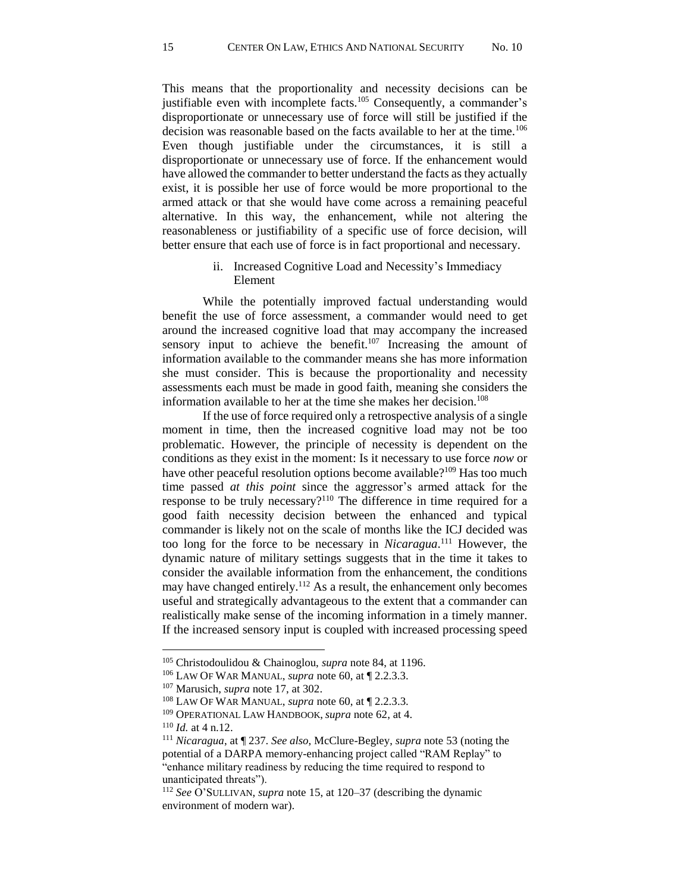This means that the proportionality and necessity decisions can be justifiable even with incomplete facts.[105] Consequently, a commander's disproportionate or unnecessary use of force will still be justified if the decision was reasonable based on the facts available to her at the time.[106] Even though justifiable under the circumstances, it is still a disproportionate or unnecessary use of force. If the enhancement would have allowed the commander to better understand the facts as they actually exist, it is possible her use of force would be more proportional to the armed attack or that she would have come across a remaining peaceful alternative. In this way, the enhancement, while not altering the reasonableness or justifiability of a specific use of force decision, will better ensure that each use of force is in fact proportional and necessary.

### ii. Increased Cognitive Load and Necessity's Immediacy Element

While the potentially improved factual understanding would benefit the use of force assessment, a commander would need to get around the increased cognitive load that may accompany the increased sensory input to achieve the benefit.[107] Increasing the amount of information available to the commander means she has more information she must consider. This is because the proportionality and necessity assessments each must be made in good faith, meaning she considers the information available to her at the time she makes her decision.[108]

If the use of force required only a retrospective analysis of a single moment in time, then the increased cognitive load may not be too problematic. However, the principle of necessity is dependent on the conditions as they exist in the moment: Is it necessary to use force *now* or have other peaceful resolution options become available?[109] Has too much time passed *at this point* since the aggressor's armed attack for the response to be truly necessary?[110] The difference in time required for a good faith necessity decision between the enhanced and typical commander is likely not on the scale of months like the ICJ decided was too long for the force to be necessary in *Nicaragua*.[111] However, the dynamic nature of military settings suggests that in the time it takes to consider the available information from the enhancement, the conditions may have changed entirely.[112] As a result, the enhancement only becomes useful and strategically advantageous to the extent that a commander can realistically make sense of the incoming information in a timely manner. If the increased sensory input is coupled with increased processing speed

---

[105] Christodoulidou & Chainoglou, *supra* note 84, at 1196.

[106] LAW OF WAR MANUAL, *supra* note 60, at ¶ 2.2.3.3.

[107] Marusich, *supra* note 17, at 302.

[108] LAW OF WAR MANUAL, *supra* note 60, at ¶ 2.2.3.3.

[109] OPERATIONAL LAW HANDBOOK, *supra* note 62, at 4.

[110] *Id.* at 4 n.12.

[111] *Nicaragua*, at ¶ 237. *See also*, McClure-Begley, *supra* note 53 (noting the potential of a DARPA memory-enhancing project called "RAM Replay" to "enhance military readiness by reducing the time required to respond to unanticipated threats").

[112] *See* O'SULLIVAN, *supra* note 15, at 120–37 (describing the dynamic environment of modern war).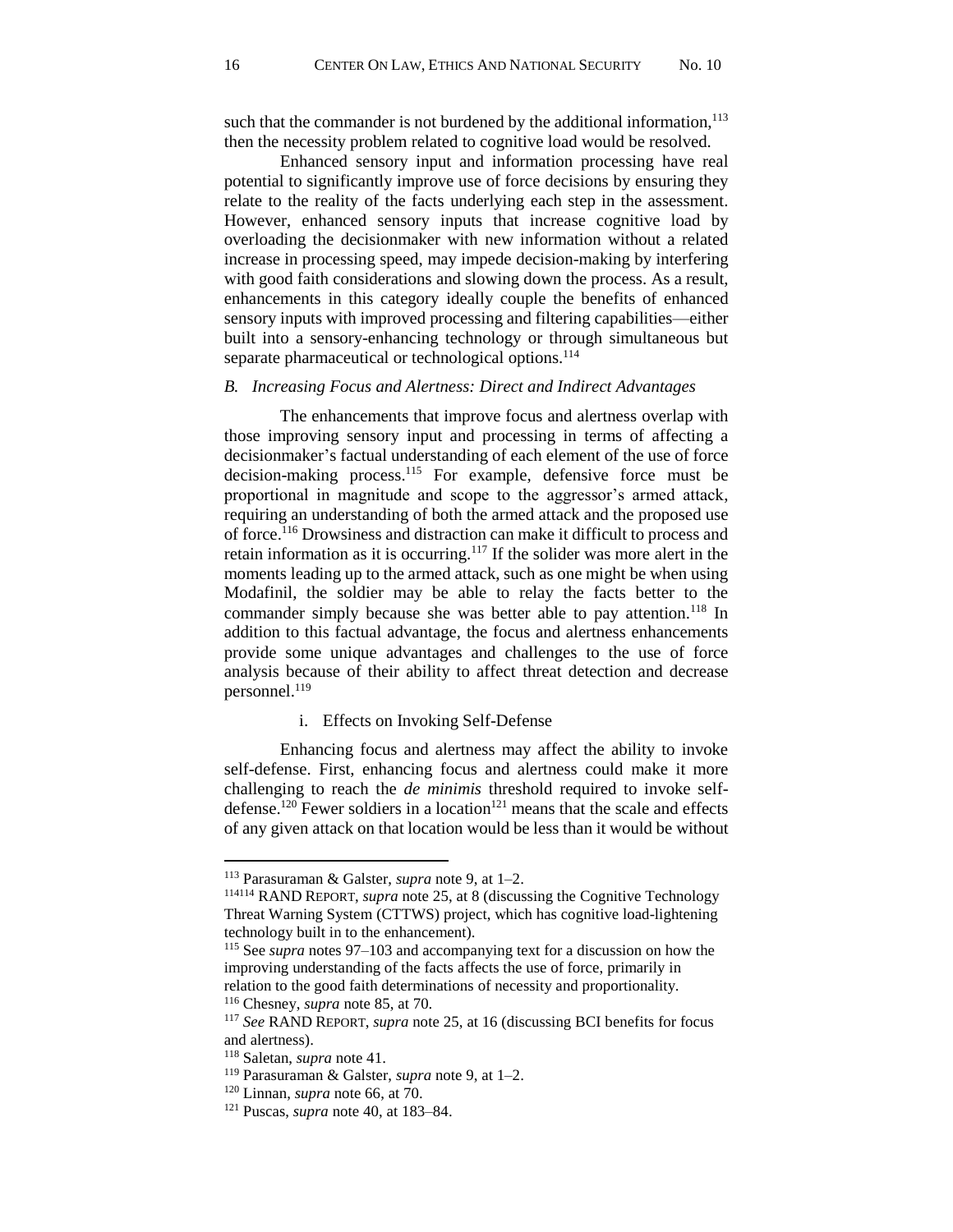such that the commander is not burdened by the additional information,[113] then the necessity problem related to cognitive load would be resolved.

Enhanced sensory input and information processing have real potential to significantly improve use of force decisions by ensuring they relate to the reality of the facts underlying each step in the assessment. However, enhanced sensory inputs that increase cognitive load by overloading the decisionmaker with new information without a related increase in processing speed, may impede decision-making by interfering with good faith considerations and slowing down the process. As a result, enhancements in this category ideally couple the benefits of enhanced sensory inputs with improved processing and filtering capabilities—either built into a sensory-enhancing technology or through simultaneous but separate pharmaceutical or technological options.[114]

### *B. Increasing Focus and Alertness: Direct and Indirect Advantages*

The enhancements that improve focus and alertness overlap with those improving sensory input and processing in terms of affecting a decisionmaker's factual understanding of each element of the use of force decision-making process.[115] For example, defensive force must be proportional in magnitude and scope to the aggressor's armed attack, requiring an understanding of both the armed attack and the proposed use of force.[116] Drowsiness and distraction can make it difficult to process and retain information as it is occurring.[117] If the solider was more alert in the moments leading up to the armed attack, such as one might be when using Modafinil, the soldier may be able to relay the facts better to the commander simply because she was better able to pay attention.[118] In addition to this factual advantage, the focus and alertness enhancements provide some unique advantages and challenges to the use of force analysis because of their ability to affect threat detection and decrease personnel.[119]

#### i. Effects on Invoking Self-Defense

Enhancing focus and alertness may affect the ability to invoke self-defense. First, enhancing focus and alertness could make it more challenging to reach the *de minimis* threshold required to invoke self-defense.[120] Fewer soldiers in a location[121] means that the scale and effects of any given attack on that location would be less than it would be without

---

[113] Parasuraman & Galster, *supra* note 9, at 1–2.

[114114] RAND REPORT, *supra* note 25, at 8 (discussing the Cognitive Technology Threat Warning System (CTTWS) project, which has cognitive load-lightening technology built in to the enhancement).

[115] See *supra* notes 97–103 and accompanying text for a discussion on how the improving understanding of the facts affects the use of force, primarily in relation to the good faith determinations of necessity and proportionality.

[116] Chesney, *supra* note 85, at 70.

[117] *See* RAND REPORT, *supra* note 25, at 16 (discussing BCI benefits for focus and alertness).

[118] Saletan, *supra* note 41.

[119] Parasuraman & Galster, *supra* note 9, at 1–2.

[120] Linnan, *supra* note 66, at 70.

[121] Puscas, *supra* note 40, at 183–84.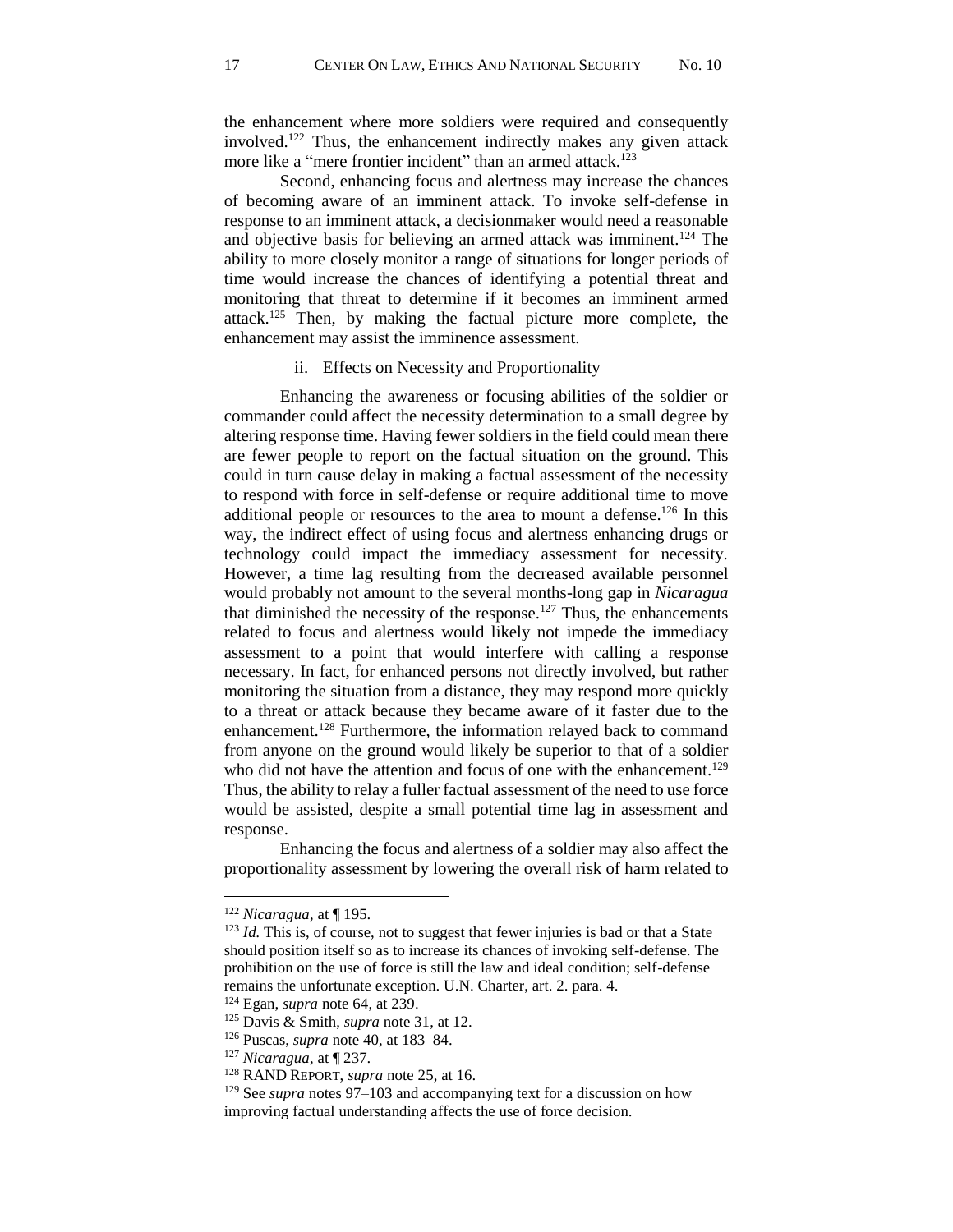the enhancement where more soldiers were required and consequently involved.[122] Thus, the enhancement indirectly makes any given attack more like a "mere frontier incident" than an armed attack.[123]

Second, enhancing focus and alertness may increase the chances of becoming aware of an imminent attack. To invoke self-defense in response to an imminent attack, a decisionmaker would need a reasonable and objective basis for believing an armed attack was imminent.[124] The ability to more closely monitor a range of situations for longer periods of time would increase the chances of identifying a potential threat and monitoring that threat to determine if it becomes an imminent armed attack.[125] Then, by making the factual picture more complete, the enhancement may assist the imminence assessment.

### ii. Effects on Necessity and Proportionality

Enhancing the awareness or focusing abilities of the soldier or commander could affect the necessity determination to a small degree by altering response time. Having fewer soldiers in the field could mean there are fewer people to report on the factual situation on the ground. This could in turn cause delay in making a factual assessment of the necessity to respond with force in self-defense or require additional time to move additional people or resources to the area to mount a defense.[126] In this way, the indirect effect of using focus and alertness enhancing drugs or technology could impact the immediacy assessment for necessity. However, a time lag resulting from the decreased available personnel would probably not amount to the several months-long gap in *Nicaragua* that diminished the necessity of the response.[127] Thus, the enhancements related to focus and alertness would likely not impede the immediacy assessment to a point that would interfere with calling a response necessary. In fact, for enhanced persons not directly involved, but rather monitoring the situation from a distance, they may respond more quickly to a threat or attack because they became aware of it faster due to the enhancement.[128] Furthermore, the information relayed back to command from anyone on the ground would likely be superior to that of a soldier who did not have the attention and focus of one with the enhancement.[129] Thus, the ability to relay a fuller factual assessment of the need to use force would be assisted, despite a small potential time lag in assessment and response.

Enhancing the focus and alertness of a soldier may also affect the proportionality assessment by lowering the overall risk of harm related to

---

[122] *Nicaragua*, at ¶ 195.

[123] *Id.* This is, of course, not to suggest that fewer injuries is bad or that a State should position itself so as to increase its chances of invoking self-defense. The prohibition on the use of force is still the law and ideal condition; self-defense remains the unfortunate exception. U.N. Charter, art. 2. para. 4.

[124] Egan, *supra* note 64, at 239.

[125] Davis & Smith, *supra* note 31, at 12.

[126] Puscas, *supra* note 40, at 183–84.

[127] *Nicaragua*, at ¶ 237.

[128] RAND REPORT, *supra* note 25, at 16.

[129] See *supra* notes 97–103 and accompanying text for a discussion on how improving factual understanding affects the use of force decision.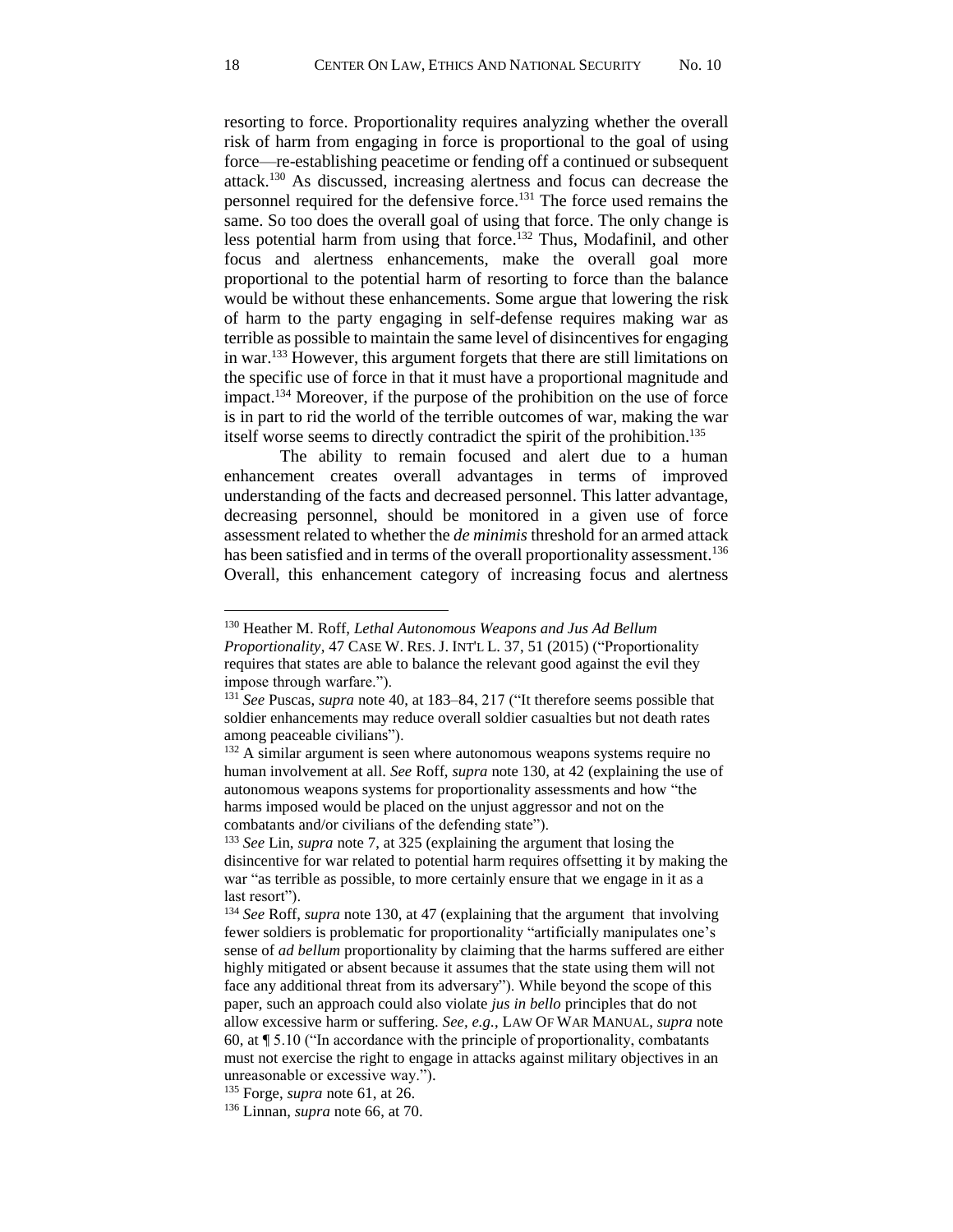resorting to force. Proportionality requires analyzing whether the overall risk of harm from engaging in force is proportional to the goal of using force—re-establishing peacetime or fending off a continued or subsequent attack.[130] As discussed, increasing alertness and focus can decrease the personnel required for the defensive force.[131] The force used remains the same. So too does the overall goal of using that force. The only change is less potential harm from using that force.[132] Thus, Modafinil, and other focus and alertness enhancements, make the overall goal more proportional to the potential harm of resorting to force than the balance would be without these enhancements. Some argue that lowering the risk of harm to the party engaging in self-defense requires making war as terrible as possible to maintain the same level of disincentives for engaging in war.[133] However, this argument forgets that there are still limitations on the specific use of force in that it must have a proportional magnitude and impact.[134] Moreover, if the purpose of the prohibition on the use of force is in part to rid the world of the terrible outcomes of war, making the war itself worse seems to directly contradict the spirit of the prohibition.[135]

The ability to remain focused and alert due to a human enhancement creates overall advantages in terms of improved understanding of the facts and decreased personnel. This latter advantage, decreasing personnel, should be monitored in a given use of force assessment related to whether the *de minimis* threshold for an armed attack has been satisfied and in terms of the overall proportionality assessment.[136] Overall, this enhancement category of increasing focus and alertness

---

[130] Heather M. Roff, *Lethal Autonomous Weapons and Jus Ad Bellum Proportionality*, 47 CASE W. RES. J. INT'L L. 37, 51 (2015) ("Proportionality requires that states are able to balance the relevant good against the evil they impose through warfare.").

[131] *See* Puscas, *supra* note 40, at 183–84, 217 ("It therefore seems possible that soldier enhancements may reduce overall soldier casualties but not death rates among peaceable civilians").

[132] A similar argument is seen where autonomous weapons systems require no human involvement at all. *See* Roff, *supra* note 130, at 42 (explaining the use of autonomous weapons systems for proportionality assessments and how "the harms imposed would be placed on the unjust aggressor and not on the combatants and/or civilians of the defending state").

[133] *See* Lin, *supra* note 7, at 325 (explaining the argument that losing the disincentive for war related to potential harm requires offsetting it by making the war "as terrible as possible, to more certainly ensure that we engage in it as a last resort").

[134] *See* Roff, *supra* note 130, at 47 (explaining that the argument that involving fewer soldiers is problematic for proportionality "artificially manipulates one's sense of *ad bellum* proportionality by claiming that the harms suffered are either highly mitigated or absent because it assumes that the state using them will not face any additional threat from its adversary"). While beyond the scope of this paper, such an approach could also violate *jus in bello* principles that do not allow excessive harm or suffering. *See, e.g.*, LAW OF WAR MANUAL, *supra* note 60, at ¶ 5.10 ("In accordance with the principle of proportionality, combatants must not exercise the right to engage in attacks against military objectives in an unreasonable or excessive way.").

[135] Forge, *supra* note 61, at 26.

[136] Linnan, *supra* note 66, at 70.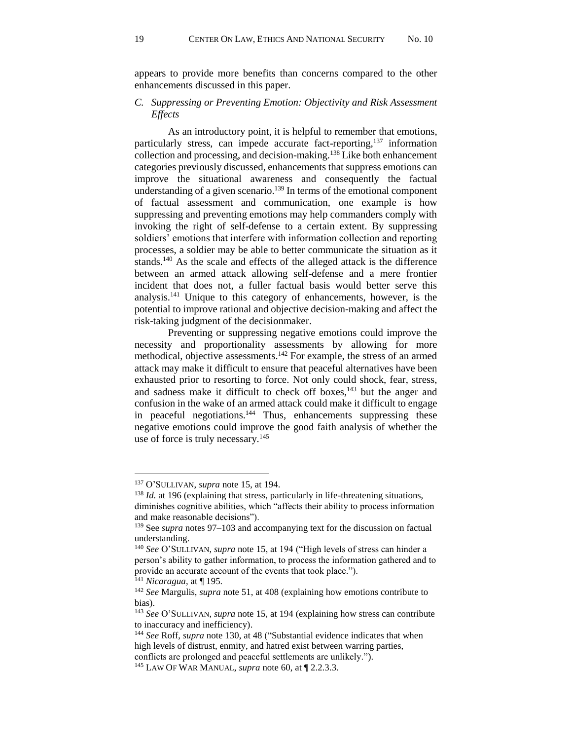appears to provide more benefits than concerns compared to the other enhancements discussed in this paper.

### *C. Suppressing or Preventing Emotion: Objectivity and Risk Assessment Effects*

As an introductory point, it is helpful to remember that emotions, particularly stress, can impede accurate fact-reporting,[137] information collection and processing, and decision-making.[138] Like both enhancement categories previously discussed, enhancements that suppress emotions can improve the situational awareness and consequently the factual understanding of a given scenario.[139] In terms of the emotional component of factual assessment and communication, one example is how suppressing and preventing emotions may help commanders comply with invoking the right of self-defense to a certain extent. By suppressing soldiers' emotions that interfere with information collection and reporting processes, a soldier may be able to better communicate the situation as it stands.[140] As the scale and effects of the alleged attack is the difference between an armed attack allowing self-defense and a mere frontier incident that does not, a fuller factual basis would better serve this analysis.[141] Unique to this category of enhancements, however, is the potential to improve rational and objective decision-making and affect the risk-taking judgment of the decisionmaker.

Preventing or suppressing negative emotions could improve the necessity and proportionality assessments by allowing for more methodical, objective assessments.[142] For example, the stress of an armed attack may make it difficult to ensure that peaceful alternatives have been exhausted prior to resorting to force. Not only could shock, fear, stress, and sadness make it difficult to check off boxes,[143] but the anger and confusion in the wake of an armed attack could make it difficult to engage in peaceful negotiations.[144] Thus, enhancements suppressing these negative emotions could improve the good faith analysis of whether the use of force is truly necessary.[145]

---

[137] O'SULLIVAN, *supra* note 15, at 194.

[138] *Id.* at 196 (explaining that stress, particularly in life-threatening situations, diminishes cognitive abilities, which "affects their ability to process information and make reasonable decisions").

[139] See *supra* notes 97–103 and accompanying text for the discussion on factual understanding.

[140] *See* O'SULLIVAN, *supra* note 15, at 194 ("High levels of stress can hinder a person's ability to gather information, to process the information gathered and to provide an accurate account of the events that took place.").

[141] *Nicaragua*, at ¶ 195.

[142] *See* Margulis, *supra* note 51, at 408 (explaining how emotions contribute to bias).

[143] *See* O'SULLIVAN, *supra* note 15, at 194 (explaining how stress can contribute to inaccuracy and inefficiency).

[144] *See* Roff, *supra* note 130, at 48 ("Substantial evidence indicates that when high levels of distrust, enmity, and hatred exist between warring parties, conflicts are prolonged and peaceful settlements are unlikely.").

[145] LAW OF WAR MANUAL, *supra* note 60, at ¶ 2.2.3.3.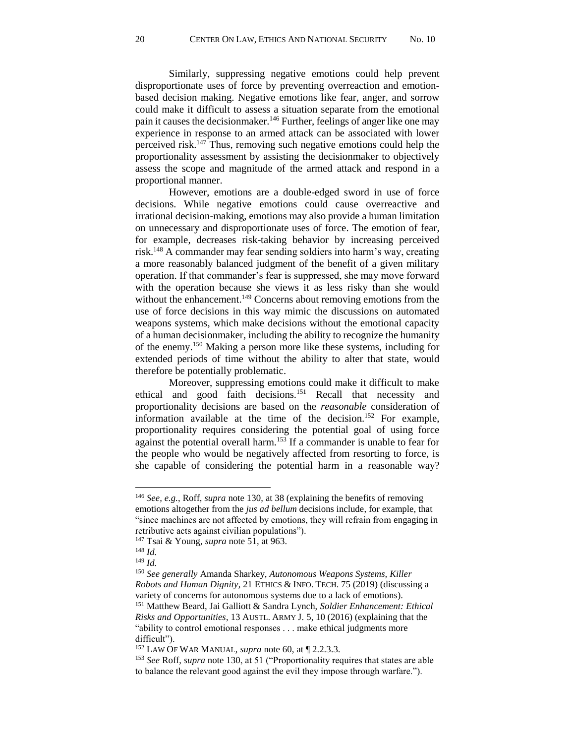Similarly, suppressing negative emotions could help prevent disproportionate uses of force by preventing overreaction and emotion-based decision making. Negative emotions like fear, anger, and sorrow could make it difficult to assess a situation separate from the emotional pain it causes the decisionmaker.[146] Further, feelings of anger like one may experience in response to an armed attack can be associated with lower perceived risk.[147] Thus, removing such negative emotions could help the proportionality assessment by assisting the decisionmaker to objectively assess the scope and magnitude of the armed attack and respond in a proportional manner.

However, emotions are a double-edged sword in use of force decisions. While negative emotions could cause overreactive and irrational decision-making, emotions may also provide a human limitation on unnecessary and disproportionate uses of force. The emotion of fear, for example, decreases risk-taking behavior by increasing perceived risk.[148] A commander may fear sending soldiers into harm's way, creating a more reasonably balanced judgment of the benefit of a given military operation. If that commander's fear is suppressed, she may move forward with the operation because she views it as less risky than she would without the enhancement.[149] Concerns about removing emotions from the use of force decisions in this way mimic the discussions on automated weapons systems, which make decisions without the emotional capacity of a human decisionmaker, including the ability to recognize the humanity of the enemy.[150] Making a person more like these systems, including for extended periods of time without the ability to alter that state, would therefore be potentially problematic.

Moreover, suppressing emotions could make it difficult to make ethical and good faith decisions.[151] Recall that necessity and proportionality decisions are based on the *reasonable* consideration of information available at the time of the decision.[152] For example, proportionality requires considering the potential goal of using force against the potential overall harm.[153] If a commander is unable to fear for the people who would be negatively affected from resorting to force, is she capable of considering the potential harm in a reasonable way?

---

[146] *See, e.g.*, Roff, *supra* note 130, at 38 (explaining the benefits of removing emotions altogether from the *jus ad bellum* decisions include, for example, that "since machines are not affected by emotions, they will refrain from engaging in retributive acts against civilian populations").

[147] Tsai & Young, *supra* note 51, at 963.

[148] *Id.*

[149] *Id.*

[150] *See generally* Amanda Sharkey, *Autonomous Weapons Systems, Killer Robots and Human Dignity*, 21 ETHICS & INFO. TECH. 75 (2019) (discussing a variety of concerns for autonomous systems due to a lack of emotions).

[151] Matthew Beard, Jai Galliott & Sandra Lynch, *Soldier Enhancement: Ethical Risks and Opportunities*, 13 AUSTL. ARMY J. 5, 10 (2016) (explaining that the "ability to control emotional responses . . . make ethical judgments more difficult").

[152] LAW OF WAR MANUAL, *supra* note 60, at ¶ 2.2.3.3.

[153] *See* Roff, *supra* note 130, at 51 ("Proportionality requires that states are able to balance the relevant good against the evil they impose through warfare.").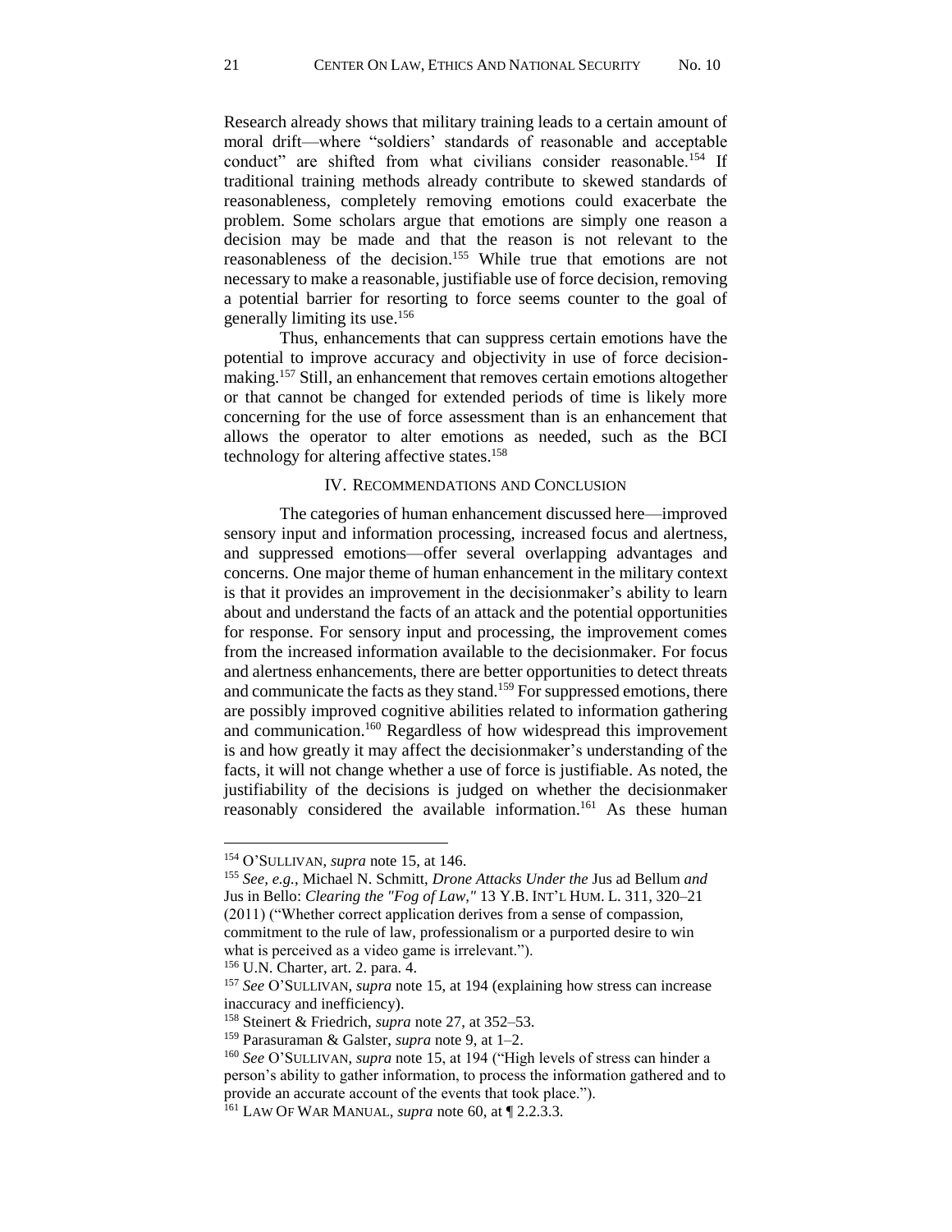Research already shows that military training leads to a certain amount of moral drift—where "soldiers' standards of reasonable and acceptable conduct" are shifted from what civilians consider reasonable.[154] If traditional training methods already contribute to skewed standards of reasonableness, completely removing emotions could exacerbate the problem. Some scholars argue that emotions are simply one reason a decision may be made and that the reason is not relevant to the reasonableness of the decision.[155] While true that emotions are not necessary to make a reasonable, justifiable use of force decision, removing a potential barrier for resorting to force seems counter to the goal of generally limiting its use.[156]

Thus, enhancements that can suppress certain emotions have the potential to improve accuracy and objectivity in use of force decision-making.[157] Still, an enhancement that removes certain emotions altogether or that cannot be changed for extended periods of time is likely more concerning for the use of force assessment than is an enhancement that allows the operator to alter emotions as needed, such as the BCI technology for altering affective states.[158]

## IV. Recommendations and Conclusion

The categories of human enhancement discussed here—improved sensory input and information processing, increased focus and alertness, and suppressed emotions—offer several overlapping advantages and concerns. One major theme of human enhancement in the military context is that it provides an improvement in the decisionmaker's ability to learn about and understand the facts of an attack and the potential opportunities for response. For sensory input and processing, the improvement comes from the increased information available to the decisionmaker. For focus and alertness enhancements, there are better opportunities to detect threats and communicate the facts as they stand.[159] For suppressed emotions, there are possibly improved cognitive abilities related to information gathering and communication.[160] Regardless of how widespread this improvement is and how greatly it may affect the decisionmaker's understanding of the facts, it will not change whether a use of force is justifiable. As noted, the justifiability of the decisions is judged on whether the decisionmaker reasonably considered the available information.[161] As these human

---

[154] O'Sullivan, *supra* note 15, at 146.

[155] *See, e.g.*, Michael N. Schmitt, *Drone Attacks Under the* Jus ad Bellum *and* Jus in Bello: *Clearing the "Fog of Law,"* 13 Y.B. Int'l Hum. L. 311, 320–21 (2011) ("Whether correct application derives from a sense of compassion, commitment to the rule of law, professionalism or a purported desire to win what is perceived as a video game is irrelevant.").

[156] U.N. Charter, art. 2. para. 4.

[157] *See* O'Sullivan, *supra* note 15, at 194 (explaining how stress can increase inaccuracy and inefficiency).

[158] Steinert & Friedrich, *supra* note 27, at 352–53.

[159] Parasuraman & Galster, *supra* note 9, at 1–2.

[160] *See* O'Sullivan, *supra* note 15, at 194 ("High levels of stress can hinder a person's ability to gather information, to process the information gathered and to provide an accurate account of the events that took place.").

[161] Law Of War Manual, *supra* note 60, at ¶ 2.2.3.3.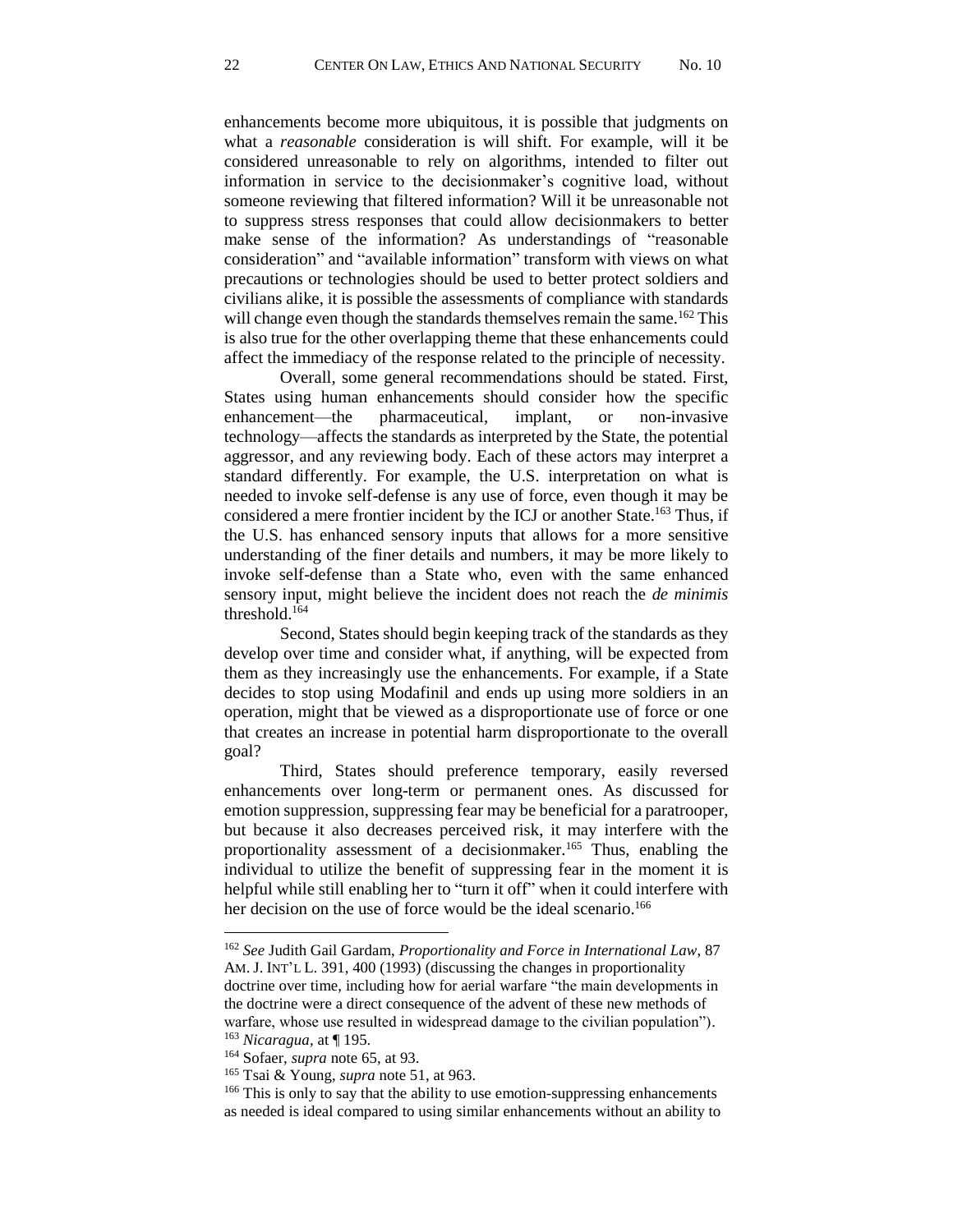enhancements become more ubiquitous, it is possible that judgments on what a *reasonable* consideration is will shift. For example, will it be considered unreasonable to rely on algorithms, intended to filter out information in service to the decisionmaker's cognitive load, without someone reviewing that filtered information? Will it be unreasonable not to suppress stress responses that could allow decisionmakers to better make sense of the information? As understandings of "reasonable consideration" and "available information" transform with views on what precautions or technologies should be used to better protect soldiers and civilians alike, it is possible the assessments of compliance with standards will change even though the standards themselves remain the same.[162] This is also true for the other overlapping theme that these enhancements could affect the immediacy of the response related to the principle of necessity.

Overall, some general recommendations should be stated. First, States using human enhancements should consider how the specific enhancement—the pharmaceutical, implant, or non-invasive technology—affects the standards as interpreted by the State, the potential aggressor, and any reviewing body. Each of these actors may interpret a standard differently. For example, the U.S. interpretation on what is needed to invoke self-defense is any use of force, even though it may be considered a mere frontier incident by the ICJ or another State.[163] Thus, if the U.S. has enhanced sensory inputs that allows for a more sensitive understanding of the finer details and numbers, it may be more likely to invoke self-defense than a State who, even with the same enhanced sensory input, might believe the incident does not reach the *de minimis* threshold.[164]

Second, States should begin keeping track of the standards as they develop over time and consider what, if anything, will be expected from them as they increasingly use the enhancements. For example, if a State decides to stop using Modafinil and ends up using more soldiers in an operation, might that be viewed as a disproportionate use of force or one that creates an increase in potential harm disproportionate to the overall goal?

Third, States should preference temporary, easily reversed enhancements over long-term or permanent ones. As discussed for emotion suppression, suppressing fear may be beneficial for a paratrooper, but because it also decreases perceived risk, it may interfere with the proportionality assessment of a decisionmaker.[165] Thus, enabling the individual to utilize the benefit of suppressing fear in the moment it is helpful while still enabling her to "turn it off" when it could interfere with her decision on the use of force would be the ideal scenario.[166]

---

[162] *See* Judith Gail Gardam, *Proportionality and Force in International Law*, 87 AM. J. INT'L L. 391, 400 (1993) (discussing the changes in proportionality doctrine over time, including how for aerial warfare "the main developments in the doctrine were a direct consequence of the advent of these new methods of warfare, whose use resulted in widespread damage to the civilian population").

[163] *Nicaragua*, at ¶ 195.

[164] Sofaer, *supra* note 65, at 93.

[165] Tsai & Young, *supra* note 51, at 963.

[166] This is only to say that the ability to use emotion-suppressing enhancements as needed is ideal compared to using similar enhancements without an ability to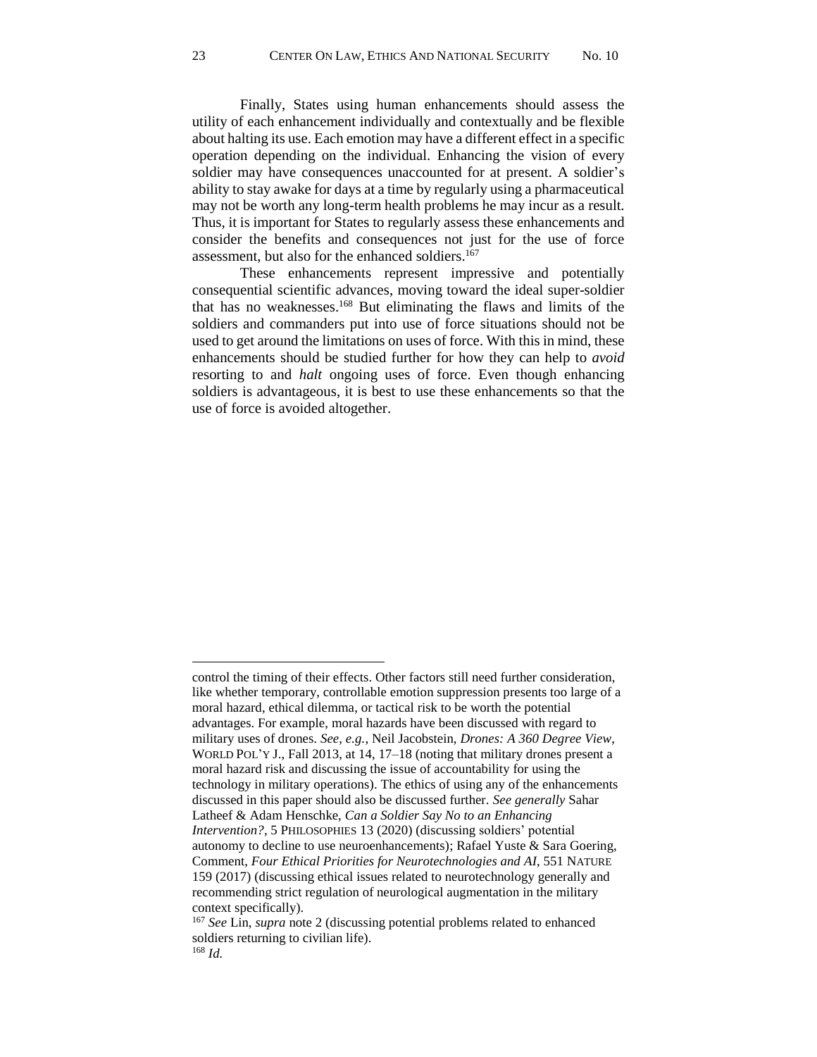Finally, States using human enhancements should assess the utility of each enhancement individually and contextually and be flexible about halting its use. Each emotion may have a different effect in a specific operation depending on the individual. Enhancing the vision of every soldier may have consequences unaccounted for at present. A soldier's ability to stay awake for days at a time by regularly using a pharmaceutical may not be worth any long-term health problems he may incur as a result. Thus, it is important for States to regularly assess these enhancements and consider the benefits and consequences not just for the use of force assessment, but also for the enhanced soldiers.[167]

These enhancements represent impressive and potentially consequential scientific advances, moving toward the ideal super-soldier that has no weaknesses.[168] But eliminating the flaws and limits of the soldiers and commanders put into use of force situations should not be used to get around the limitations on uses of force. With this in mind, these enhancements should be studied further for how they can help to *avoid* resorting to and *halt* ongoing uses of force. Even though enhancing soldiers is advantageous, it is best to use these enhancements so that the use of force is avoided altogether.

---

control the timing of their effects. Other factors still need further consideration, like whether temporary, controllable emotion suppression presents too large of a moral hazard, ethical dilemma, or tactical risk to be worth the potential advantages. For example, moral hazards have been discussed with regard to military uses of drones. *See, e.g.*, Neil Jacobstein, *Drones: A 360 Degree View*, WORLD POL'Y J., Fall 2013, at 14, 17–18 (noting that military drones present a moral hazard risk and discussing the issue of accountability for using the technology in military operations). The ethics of using any of the enhancements discussed in this paper should also be discussed further. *See generally* Sahar Latheef & Adam Henschke, *Can a Soldier Say No to an Enhancing Intervention?*, 5 PHILOSOPHIES 13 (2020) (discussing soldiers' potential autonomy to decline to use neuroenhancements); Rafael Yuste & Sara Goering, Comment, *Four Ethical Priorities for Neurotechnologies and AI*, 551 NATURE 159 (2017) (discussing ethical issues related to neurotechnology generally and recommending strict regulation of neurological augmentation in the military context specifically).

[167] *See* Lin, *supra* note 2 (discussing potential problems related to enhanced soldiers returning to civilian life).

[168] *Id.*